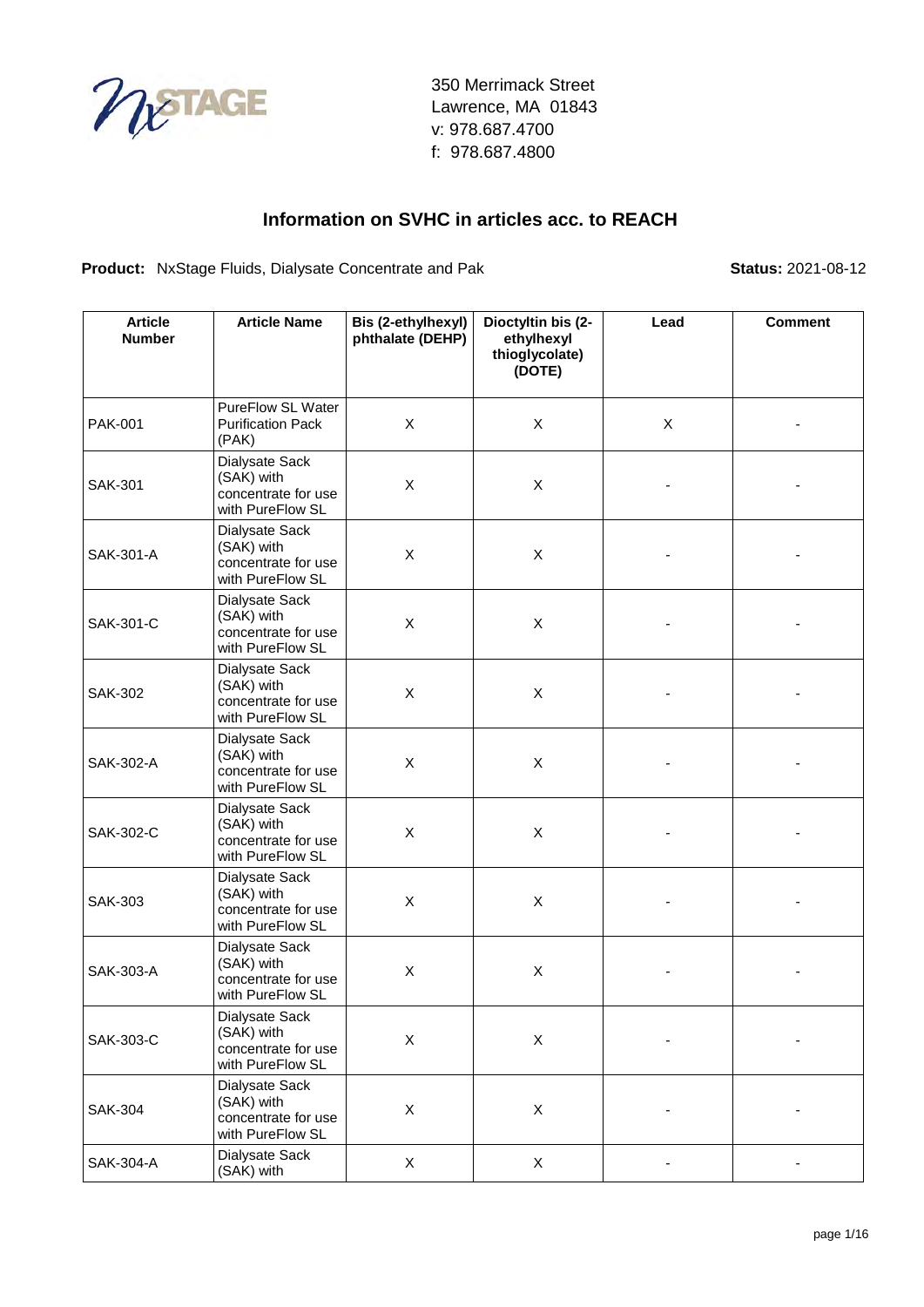350 Merrimack Street
Lawrence, MA 01843
v: 978.687.4700
f: 978.687.4800

# Information on SVHC in articles acc. to REACH

**Product:** NxStage Fluids, Dialysate Concentrate and Pak **Status:** 2021-08-12

| Article Number | Article Name | Bis (2-ethylhexyl) phthalate (DEHP) | Dioctyltin bis (2-ethylhexyl thioglycolate) (DOTE) | Lead | Comment |
|---|---|---|---|---|---|
| PAK-001 | PureFlow SL Water Purification Pack (PAK) | X | X | X | - |
| SAK-301 | Dialysate Sack (SAK) with concentrate for use with PureFlow SL | X | X | - | - |
| SAK-301-A | Dialysate Sack (SAK) with concentrate for use with PureFlow SL | X | X | - | - |
| SAK-301-C | Dialysate Sack (SAK) with concentrate for use with PureFlow SL | X | X | - | - |
| SAK-302 | Dialysate Sack (SAK) with concentrate for use with PureFlow SL | X | X | - | - |
| SAK-302-A | Dialysate Sack (SAK) with concentrate for use with PureFlow SL | X | X | - | - |
| SAK-302-C | Dialysate Sack (SAK) with concentrate for use with PureFlow SL | X | X | - | - |
| SAK-303 | Dialysate Sack (SAK) with concentrate for use with PureFlow SL | X | X | - | - |
| SAK-303-A | Dialysate Sack (SAK) with concentrate for use with PureFlow SL | X | X | - | - |
| SAK-303-C | Dialysate Sack (SAK) with concentrate for use with PureFlow SL | X | X | - | - |
| SAK-304 | Dialysate Sack (SAK) with concentrate for use with PureFlow SL | X | X | - | - |
| SAK-304-A | Dialysate Sack (SAK) with | X | X | - | - |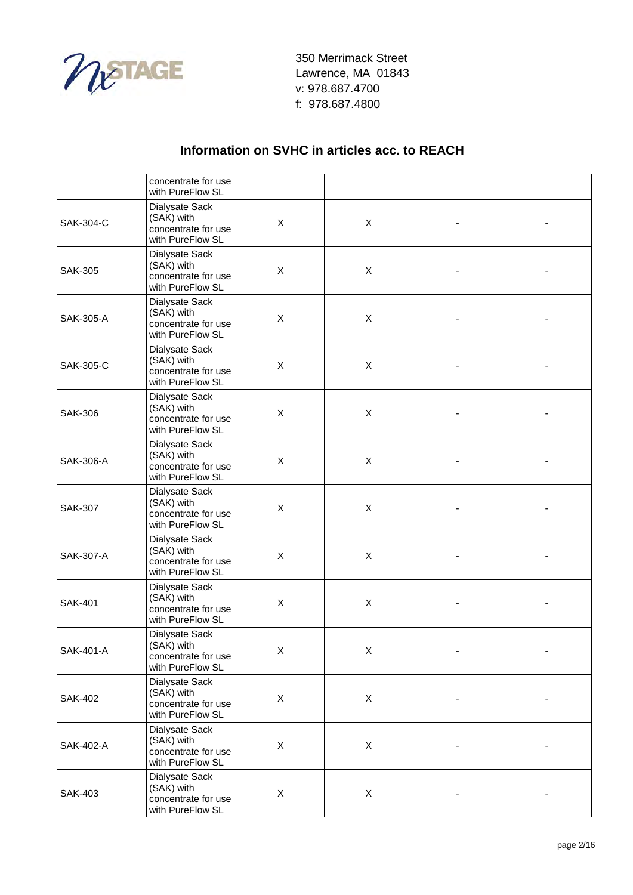350 Merrimack Street
Lawrence, MA 01843
v: 978.687.4700
f: 978.687.4800

## Information on SVHC in articles acc. to REACH

| | | | | | |
|---|---|---|---|---|---|
| | concentrate for use with PureFlow SL | | | | |
| SAK-304-C | Dialysate Sack (SAK) with concentrate for use with PureFlow SL | X | X | - | - |
| SAK-305 | Dialysate Sack (SAK) with concentrate for use with PureFlow SL | X | X | - | - |
| SAK-305-A | Dialysate Sack (SAK) with concentrate for use with PureFlow SL | X | X | - | - |
| SAK-305-C | Dialysate Sack (SAK) with concentrate for use with PureFlow SL | X | X | - | - |
| SAK-306 | Dialysate Sack (SAK) with concentrate for use with PureFlow SL | X | X | - | - |
| SAK-306-A | Dialysate Sack (SAK) with concentrate for use with PureFlow SL | X | X | - | - |
| SAK-307 | Dialysate Sack (SAK) with concentrate for use with PureFlow SL | X | X | - | - |
| SAK-307-A | Dialysate Sack (SAK) with concentrate for use with PureFlow SL | X | X | - | - |
| SAK-401 | Dialysate Sack (SAK) with concentrate for use with PureFlow SL | X | X | - | - |
| SAK-401-A | Dialysate Sack (SAK) with concentrate for use with PureFlow SL | X | X | - | - |
| SAK-402 | Dialysate Sack (SAK) with concentrate for use with PureFlow SL | X | X | - | - |
| SAK-402-A | Dialysate Sack (SAK) with concentrate for use with PureFlow SL | X | X | - | - |
| SAK-403 | Dialysate Sack (SAK) with concentrate for use with PureFlow SL | X | X | - | - |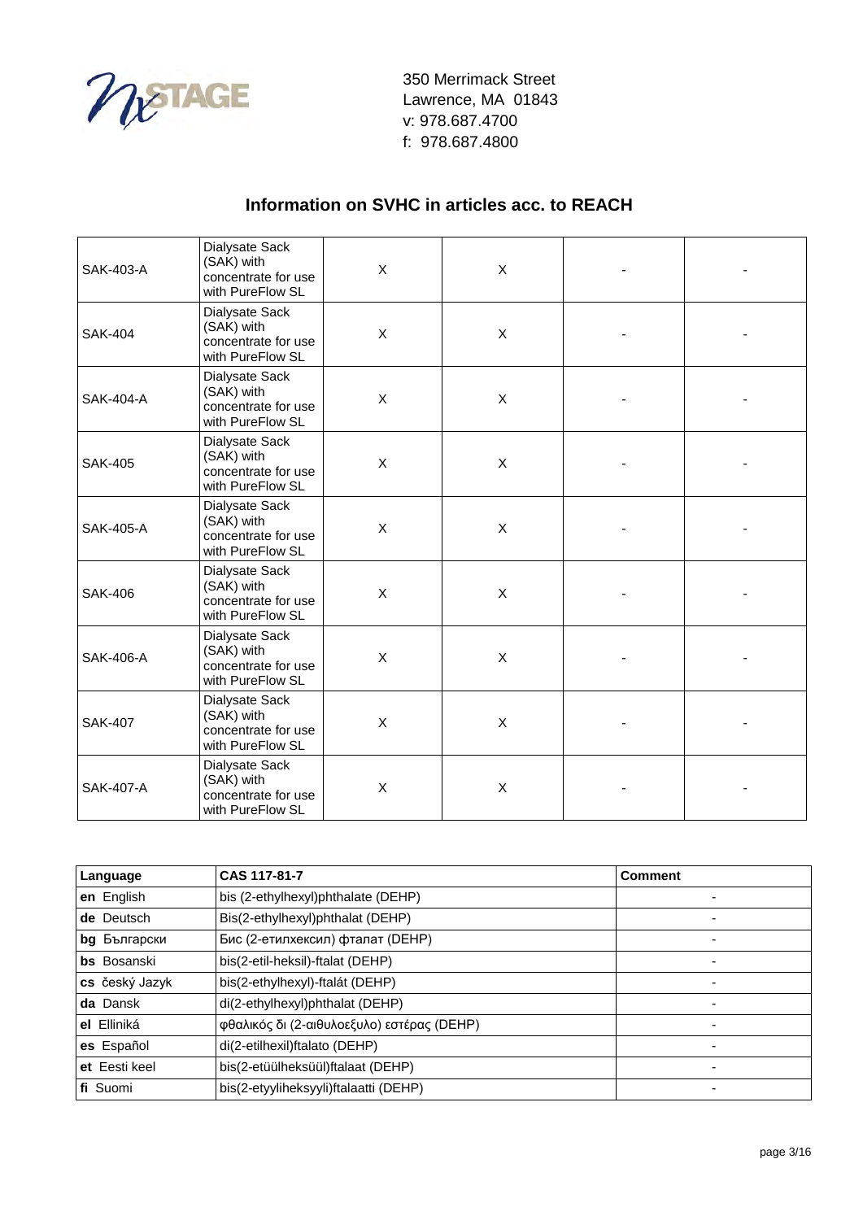350 Merrimack Street
Lawrence, MA  01843
v: 978.687.4700
f:  978.687.4800

## Information on SVHC in articles acc. to REACH

| | | | | | |
|---|---|---|---|---|---|
| SAK-403-A | Dialysate Sack (SAK) with concentrate for use with PureFlow SL | X | X | - | - |
| SAK-404 | Dialysate Sack (SAK) with concentrate for use with PureFlow SL | X | X | - | - |
| SAK-404-A | Dialysate Sack (SAK) with concentrate for use with PureFlow SL | X | X | - | - |
| SAK-405 | Dialysate Sack (SAK) with concentrate for use with PureFlow SL | X | X | - | - |
| SAK-405-A | Dialysate Sack (SAK) with concentrate for use with PureFlow SL | X | X | - | - |
| SAK-406 | Dialysate Sack (SAK) with concentrate for use with PureFlow SL | X | X | - | - |
| SAK-406-A | Dialysate Sack (SAK) with concentrate for use with PureFlow SL | X | X | - | - |
| SAK-407 | Dialysate Sack (SAK) with concentrate for use with PureFlow SL | X | X | - | - |
| SAK-407-A | Dialysate Sack (SAK) with concentrate for use with PureFlow SL | X | X | - | - |

| Language | CAS 117-81-7 | Comment |
|---|---|---|
| **en** English | bis (2-ethylhexyl)phthalate (DEHP) | - |
| **de** Deutsch | Bis(2-ethylhexyl)phthalat (DEHP) | - |
| **bg** Български | Бис (2-етилхексил) фталат (DEHP) | - |
| **bs** Bosanski | bis(2-etil-heksil)-ftalat (DEHP) | - |
| **cs** český Jazyk | bis(2-ethylhexyl)-ftalát (DEHP) | - |
| **da** Dansk | di(2-ethylhexyl)phthalat (DEHP) | - |
| **el** Elliniká | φθαλικός δι (2-αιθυλοεξυλο) εστέρας (DEHP) | - |
| **es** Español | di(2-etilhexil)ftalato (DEHP) | - |
| **et** Eesti keel | bis(2-etüülheksüül)ftalaat (DEHP) | - |
| **fi** Suomi | bis(2-etyyliheksyyli)ftalaatti (DEHP) | - |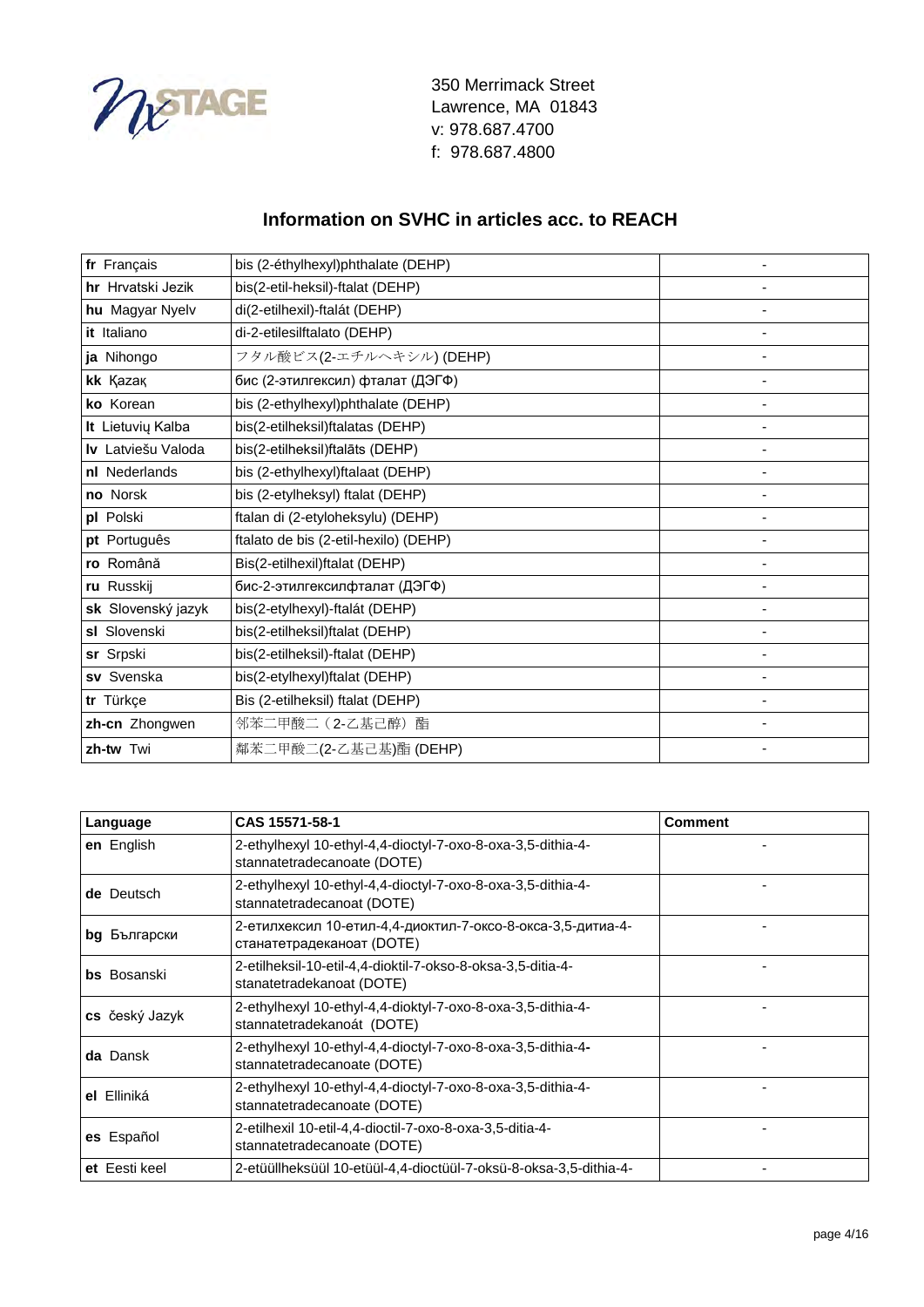350 Merrimack Street
Lawrence, MA 01843
v: 978.687.4700
f: 978.687.4800

## Information on SVHC in articles acc. to REACH

| | | |
|---|---|---|
| **fr** Français | bis (2-éthylhexyl)phthalate (DEHP) | - |
| **hr** Hrvatski Jezik | bis(2-etil-heksil)-ftalat (DEHP) | - |
| **hu** Magyar Nyelv | di(2-etilhexil)-ftalát (DEHP) | - |
| **it** Italiano | di-2-etilesilftalato (DEHP) | - |
| **ja** Nihongo | フタル酸ビス(2-エチルヘキシル) (DEHP) | - |
| **kk** Қазақ | бис (2-этилгексил) фталат (ДЭГФ) | - |
| **ko** Korean | bis (2-ethylhexyl)phthalate (DEHP) | - |
| **lt** Lietuvių Kalba | bis(2-etilheksil)ftalatas (DEHP) | - |
| **lv** Latviešu Valoda | bis(2-etilheksil)ftalāts (DEHP) | - |
| **nl** Nederlands | bis (2-ethylhexyl)ftalaat (DEHP) | - |
| **no** Norsk | bis (2-etylheksyl) ftalat (DEHP) | - |
| **pl** Polski | ftalan di (2-etyloheksylu) (DEHP) | - |
| **pt** Português | ftalato de bis (2-etil-hexilo) (DEHP) | - |
| **ro** Română | Bis(2-etilhexil)ftalat (DEHP) | - |
| **ru** Russkij | бис-2-этилгексилфталат (ДЭГФ) | - |
| **sk** Slovenský jazyk | bis(2-etylhexyl)-ftalát (DEHP) | - |
| **sl** Slovenski | bis(2-etilheksil)ftalat (DEHP) | - |
| **sr** Srpski | bis(2-etilheksil)-ftalat (DEHP) | - |
| **sv** Svenska | bis(2-etylhexyl)ftalat (DEHP) | - |
| **tr** Türkçe | Bis (2-etilheksil) ftalat (DEHP) | - |
| **zh-cn** Zhongwen | 邻苯二甲酸二（2-乙基己醇）酯 | - |
| **zh-tw** Twi | 鄰苯二甲酸二(2-乙基己基)酯 (DEHP) | - |

| Language | CAS 15571-58-1 | Comment |
|---|---|---|
| **en** English | 2-ethylhexyl 10-ethyl-4,4-dioctyl-7-oxo-8-oxa-3,5-dithia-4-stannatetradecanoate (DOTE) | - |
| **de** Deutsch | 2-ethylhexyl 10-ethyl-4,4-dioctyl-7-oxo-8-oxa-3,5-dithia-4-stannatetradecanoat (DOTE) | - |
| **bg** Български | 2-етилхексил 10-етил-4,4-диоктил-7-оксо-8-окса-3,5-дитиа-4-станатетрадеканоат (DOTE) | - |
| **bs** Bosanski | 2-etilheksil-10-etil-4,4-dioktil-7-okso-8-oksa-3,5-ditia-4-stanatetradekanoat (DOTE) | - |
| **cs** český Jazyk | 2-ethylhexyl 10-ethyl-4,4-dioktyl-7-oxo-8-oxa-3,5-dithia-4-stannatetradekanoát (DOTE) | - |
| **da** Dansk | 2-ethylhexyl 10-ethyl-4,4-dioctyl-7-oxo-8-oxa-3,5-dithia-4-stannatetradecanoate (DOTE) | - |
| **el** Elliniká | 2-ethylhexyl 10-ethyl-4,4-dioctyl-7-oxo-8-oxa-3,5-dithia-4-stannatetradecanoate (DOTE) | - |
| **es** Español | 2-etilhexil 10-etil-4,4-dioctil-7-oxo-8-oxa-3,5-ditia-4-stannatetradecanoate (DOTE) | - |
| **et** Eesti keel | 2-etüüllheksüül 10-etüül-4,4-dioctüül-7-oksü-8-oksa-3,5-dithia-4- | - |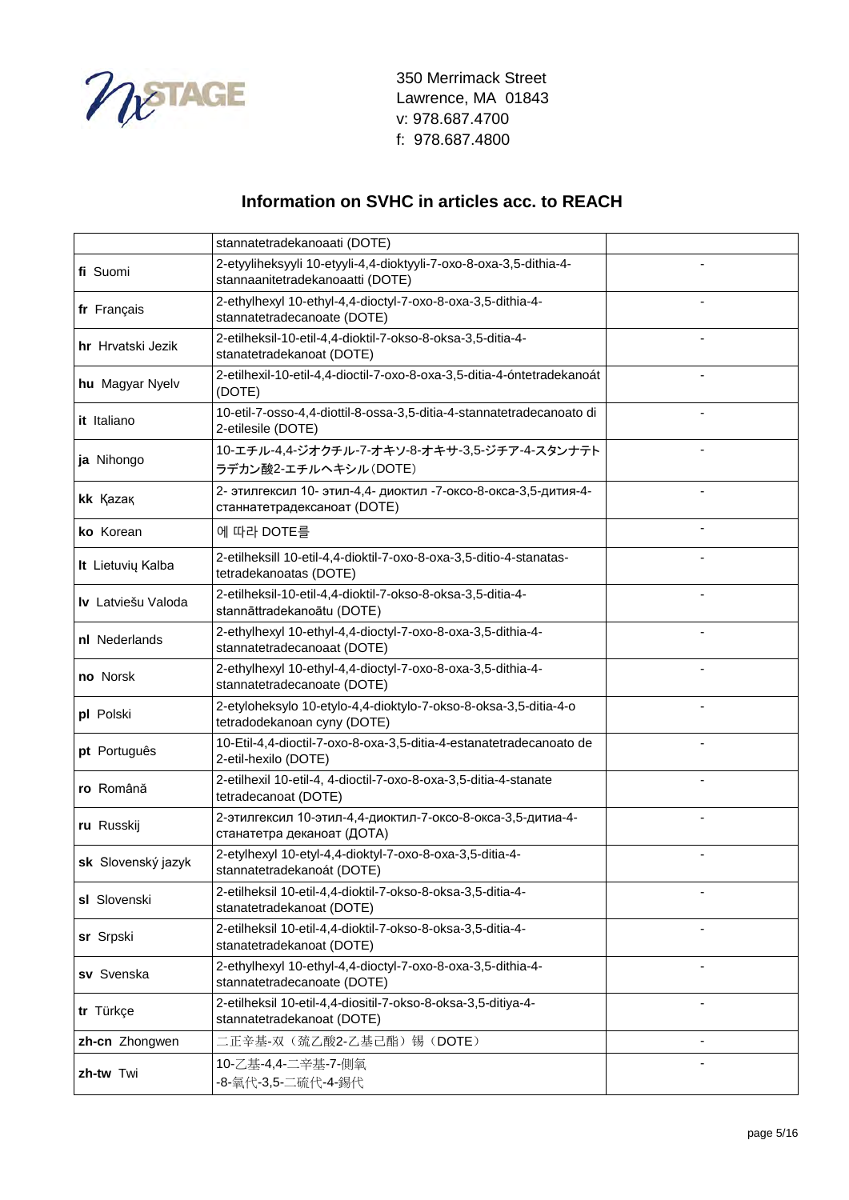350 Merrimack Street
Lawrence, MA 01843
v: 978.687.4700
f: 978.687.4800

## Information on SVHC in articles acc. to REACH

| | | |
|---|---|---|
| | stannatetradekanoaati (DOTE) | |
| **fi** Suomi | 2-etyyliheksyyli 10-etyyli-4,4-dioktyyli-7-oxo-8-oxa-3,5-dithia-4-stannaanitetradekanoaatti (DOTE) | - |
| **fr** Français | 2-ethylhexyl 10-ethyl-4,4-dioctyl-7-oxo-8-oxa-3,5-dithia-4-stannatetradecanoate (DOTE) | - |
| **hr** Hrvatski Jezik | 2-etilheksil-10-etil-4,4-dioktil-7-okso-8-oksa-3,5-ditia-4-stanatetradekanoat (DOTE) | - |
| **hu** Magyar Nyelv | 2-etilhexil-10-etil-4,4-dioctil-7-oxo-8-oxa-3,5-ditia-4-óntetradekanoát (DOTE) | - |
| **it** Italiano | 10-etil-7-osso-4,4-diottil-8-ossa-3,5-ditia-4-stannatetradecanoato di 2-etilesile (DOTE) | - |
| **ja** Nihongo | 10-エチル-4,4-ジオクチル-7-オキソ-8-オキサ-3,5-ジチア-4-スタンナテトラデカン酸2-エチルヘキシル(DOTE) | - |
| **kk** Қазақ | 2- этилгексил 10- этил-4,4- диоктил -7-оксо-8-окса-3,5-дития-4-станнатетрадексаноат (DOTE) | - |
| **ko** Korean | 에 따라 DOTE를 | - |
| **lt** Lietuvių Kalba | 2-etilheksill 10-etil-4,4-dioktil-7-oxo-8-oxa-3,5-ditio-4-stanatas-tetradekanoatas (DOTE) | - |
| **lv** Latviešu Valoda | 2-etilheksil-10-etil-4,4-dioktil-7-okso-8-oksa-3,5-ditia-4-stannāttradekanoātu (DOTE) | - |
| **nl** Nederlands | 2-ethylhexyl 10-ethyl-4,4-dioctyl-7-oxo-8-oxa-3,5-dithia-4-stannatetradecanoaat (DOTE) | - |
| **no** Norsk | 2-ethylhexyl 10-ethyl-4,4-dioctyl-7-oxo-8-oxa-3,5-dithia-4-stannatetradecanoate (DOTE) | - |
| **pl** Polski | 2-etyloheksylo 10-etylo-4,4-dioktylo-7-okso-8-oksa-3,5-ditia-4-o tetradodekanoan cyny (DOTE) | - |
| **pt** Português | 10-Etil-4,4-dioctil-7-oxo-8-oxa-3,5-ditia-4-estanatetradecanoato de 2-etil-hexilo (DOTE) | - |
| **ro** Română | 2-etilhexil 10-etil-4, 4-dioctil-7-oxo-8-oxa-3,5-ditia-4-stanate tetradecanoat (DOTE) | - |
| **ru** Russkij | 2-этилгексил 10-этил-4,4-диоктил-7-оксо-8-окса-3,5-дитиа-4-станатетра деканоат (ДОТА) | - |
| **sk** Slovenský jazyk | 2-etylhexyl 10-etyl-4,4-dioktyl-7-oxo-8-oxa-3,5-ditia-4-stannatetradekanoát (DOTE) | - |
| **sl** Slovenski | 2-etilheksil 10-etil-4,4-dioktil-7-okso-8-oksa-3,5-ditia-4-stanatetradekanoat (DOTE) | - |
| **sr** Srpski | 2-etilheksil 10-etil-4,4-dioktil-7-okso-8-oksa-3,5-ditia-4-stanatetradekanoat (DOTE) | - |
| **sv** Svenska | 2-ethylhexyl 10-ethyl-4,4-dioctyl-7-oxo-8-oxa-3,5-dithia-4-stannatetradecanoate (DOTE) | - |
| **tr** Türkçe | 2-etilheksil 10-etil-4,4-diositil-7-okso-8-oksa-3,5-ditiya-4-stannatetradekanoat (DOTE) | - |
| **zh-cn** Zhongwen | 二正辛基-双（巯乙酸2-乙基己酯）锡（DOTE） | - |
| **zh-tw** Twi | 10-乙基-4,4-二辛基-7-側氧 -8-氧代-3,5-二硫代-4-錫代 | - |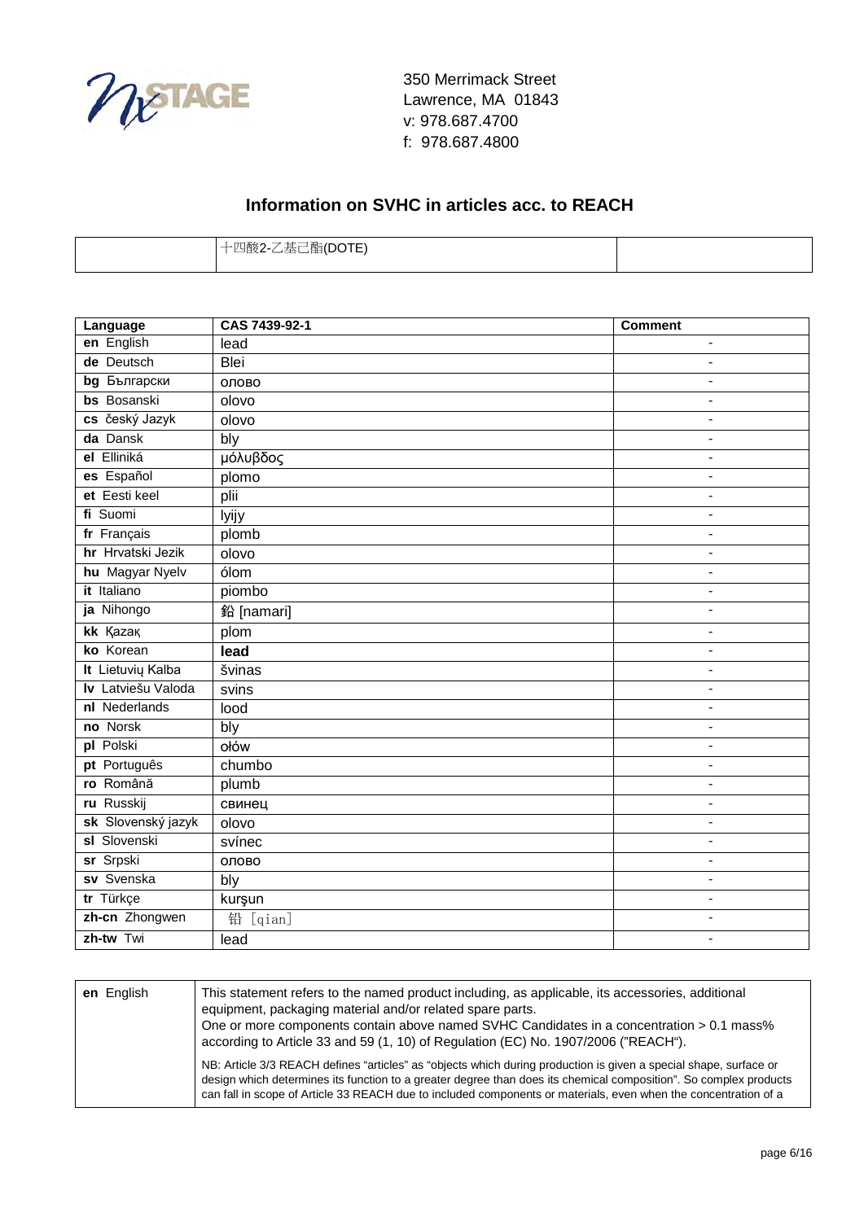350 Merrimack Street
Lawrence, MA 01843
v: 978.687.4700
f: 978.687.4800

## Information on SVHC in articles acc. to REACH

| | 十四酸2-乙基己酯(DOTE) | |
|---|---|---|

| Language | CAS 7439-92-1 | Comment |
|---|---|---|
| **en** English | lead | - |
| **de** Deutsch | Blei | - |
| **bg** Български | олово | - |
| **bs** Bosanski | olovo | - |
| **cs** český Jazyk | olovo | - |
| **da** Dansk | bly | - |
| **el** Elliniká | μόλυβδος | - |
| **es** Español | plomo | - |
| **et** Eesti keel | plii | - |
| **fi** Suomi | lyijy | - |
| **fr** Français | plomb | - |
| **hr** Hrvatski Jezik | olovo | - |
| **hu** Magyar Nyelv | ólom | - |
| **it** Italiano | piombo | - |
| **ja** Nihongo | 鉛 [namari] | - |
| **kk** Қазақ | plom | - |
| **ko** Korean | **lead** | - |
| **lt** Lietuvių Kalba | švinas | - |
| **lv** Latviešu Valoda | svins | - |
| **nl** Nederlands | lood | - |
| **no** Norsk | bly | - |
| **pl** Polski | ołów | - |
| **pt** Português | chumbo | - |
| **ro** Română | plumb | - |
| **ru** Russkij | свинец | - |
| **sk** Slovenský jazyk | olovo | - |
| **sl** Slovenski | svínec | - |
| **sr** Srpski | олово | - |
| **sv** Svenska | bly | - |
| **tr** Türkçe | kurşun | - |
| **zh-cn** Zhongwen | 铅 [qian] | - |
| **zh-tw** Twi | lead | - |

| | |
|---|---|
| **en** English | This statement refers to the named product including, as applicable, its accessories, additional equipment, packaging material and/or related spare parts.<br>One or more components contain above named SVHC Candidates in a concentration > 0.1 mass% according to Article 33 and 59 (1, 10) of Regulation (EC) No. 1907/2006 ("REACH").<br><br>NB: Article 3/3 REACH defines "articles" as "objects which during production is given a special shape, surface or design which determines its function to a greater degree than does its chemical composition". So complex products can fall in scope of Article 33 REACH due to included components or materials, even when the concentration of a |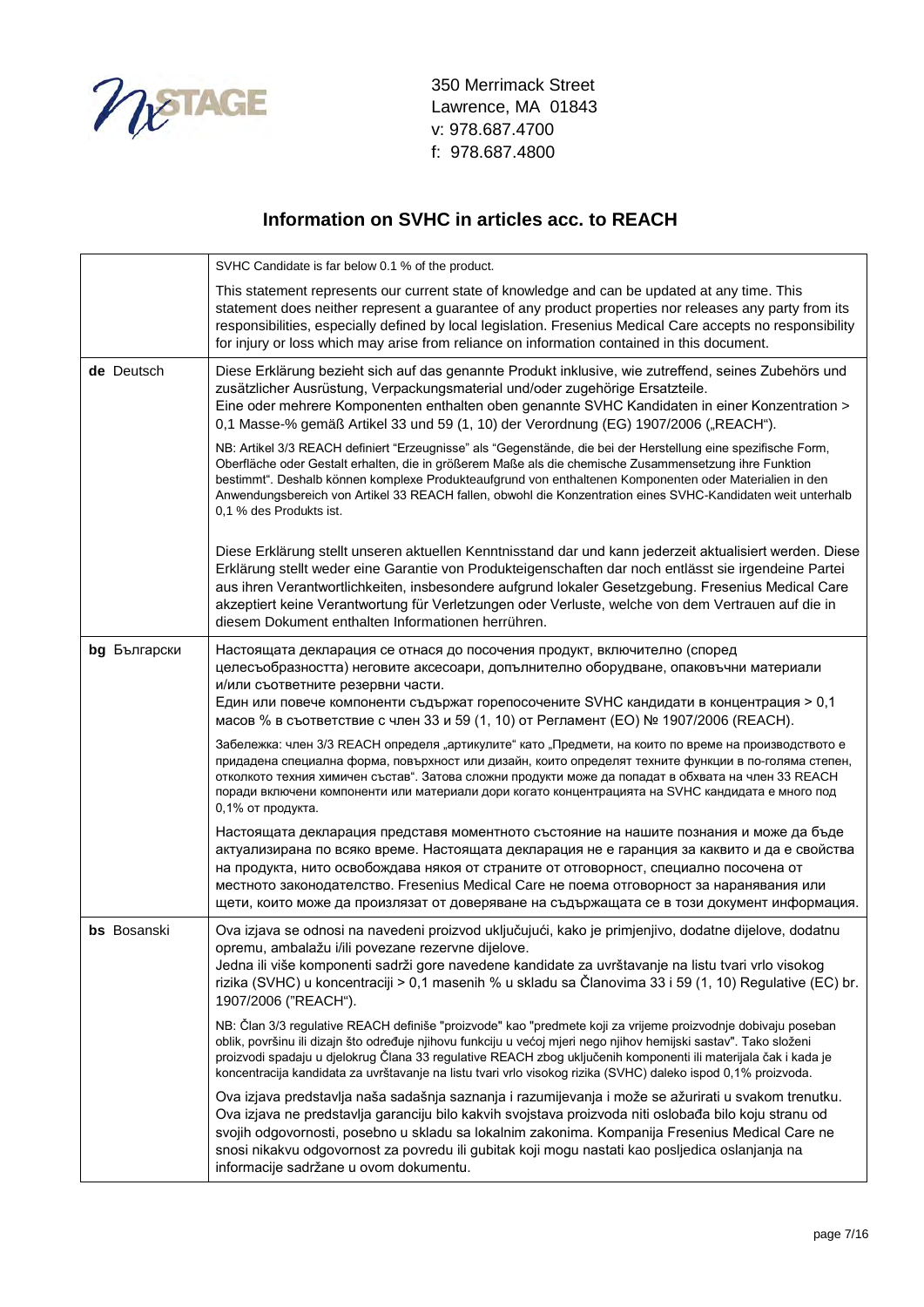NxSTAGE

350 Merrimack Street
Lawrence, MA 01843
v: 978.687.4700
f: 978.687.4800

## Information on SVHC in articles acc. to REACH

| | |
|---|---|
| | SVHC Candidate is far below 0.1 % of the product.<br><br>This statement represents our current state of knowledge and can be updated at any time. This statement does neither represent a guarantee of any product properties nor releases any party from its responsibilities, especially defined by local legislation. Fresenius Medical Care accepts no responsibility for injury or loss which may arise from reliance on information contained in this document. |
| **de** Deutsch | Diese Erklärung bezieht sich auf das genannte Produkt inklusive, wie zutreffend, seines Zubehörs und zusätzlicher Ausrüstung, Verpackungsmaterial und/oder zugehörige Ersatzteile.<br>Eine oder mehrere Komponenten enthalten oben genannte SVHC Kandidaten in einer Konzentration > 0,1 Masse-% gemäß Artikel 33 und 59 (1, 10) der Verordnung (EG) 1907/2006 („REACH“).<br><br>NB: Artikel 3/3 REACH definiert “Erzeugnisse” als “Gegenstände, die bei der Herstellung eine spezifische Form, Oberfläche oder Gestalt erhalten, die in größerem Maße als die chemische Zusammensetzung ihre Funktion bestimmt“. Deshalb können komplexe Produkteaufgrund von enthaltenen Komponenten oder Materialien in den Anwendungsbereich von Artikel 33 REACH fallen, obwohl die Konzentration eines SVHC-Kandidaten weit unterhalb 0,1 % des Produkts ist.<br><br>Diese Erklärung stellt unseren aktuellen Kenntnisstand dar und kann jederzeit aktualisiert werden. Diese Erklärung stellt weder eine Garantie von Produkteigenschaften dar noch entlässt sie irgendeine Partei aus ihren Verantwortlichkeiten, insbesondere aufgrund lokaler Gesetzgebung. Fresenius Medical Care akzeptiert keine Verantwortung für Verletzungen oder Verluste, welche von dem Vertrauen auf die in diesem Dokument enthalten Informationen herrühren. |
| **bg** Български | Настоящата декларация се отнася до посочения продукт, включително (според целесъобразността) неговите аксесоари, допълнително оборудване, опаковъчни материали и/или съответните резервни части.<br>Един или повече компоненти съдържат горепосочените SVHC кандидати в концентрация > 0,1 масов % в съответствие с член 33 и 59 (1, 10) от Регламент (ЕО) № 1907/2006 (REACH).<br><br>Забележка: член 3/3 REACH определя „артикулите“ като „Предмети, на които по време на производството е придадена специална форма, повърхност или дизайн, които определят техните функции в по-голяма степен, отколкото техния химичен състав“. Затова сложни продукти може да попадат в обхвата на член 33 REACH поради включени компоненти или материали дори когато концентрацията на SVHC кандидата е много под 0,1% от продукта.<br><br>Настоящата декларация представя моментното състояние на нашите познания и може да бъде актуализирана по всяко време. Настоящата декларация не е гаранция за каквито и да е свойства на продукта, нито освобождава някоя от страните от отговорност, специално посочена от местното законодателство. Fresenius Medical Care не поема отговорност за наранявания или щети, които може да произлязат от доверяване на съдържащата се в този документ информация. |
| **bs** Bosanski | Ova izjava se odnosi na navedeni proizvod uključujući, kako je primjenjivo, dodatne dijelove, dodatnu opremu, ambalažu i/ili povezane rezervne dijelove.<br>Jedna ili više komponenti sadrži gore navedene kandidate za uvrštavanje na listu tvari vrlo visokog rizika (SVHC) u koncentraciji > 0,1 masenih % u skladu sa Članovima 33 i 59 (1, 10) Regulative (EC) br. 1907/2006 ("REACH").<br><br>NB: Član 3/3 regulative REACH definiše "proizvode" kao "predmete koji za vrijeme proizvodnje dobivaju poseban oblik, površinu ili dizajn što određuje njihovu funkciju u većoj mjeri nego njihov hemijski sastav". Tako složeni proizvodi spadaju u djelokrug Člana 33 regulative REACH zbog uključenih komponenti ili materijala čak i kada je koncentracija kandidata za uvrštavanje na listu tvari vrlo visokog rizika (SVHC) daleko ispod 0,1% proizvoda.<br><br>Ova izjava predstavlja naša sadašnja saznanja i razumijevanja i može se ažurirati u svakom trenutku. Ova izjava ne predstavlja garanciju bilo kakvih svojstava proizvoda niti oslobađa bilo koju stranu od svojih odgovornosti, posebno u skladu sa lokalnim zakonima. Kompanija Fresenius Medical Care ne snosi nikakvu odgovornost za povredu ili gubitak koji mogu nastati kao posljedica oslanjanja na informacije sadržane u ovom dokumentu. |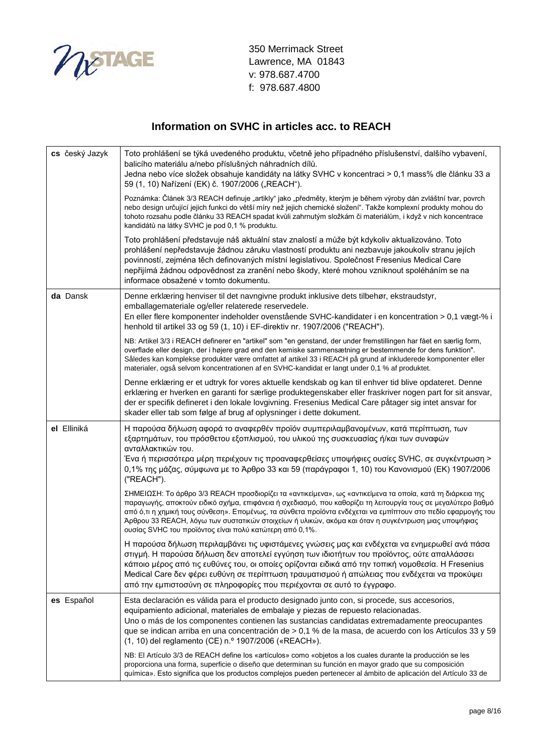NxSTAGE

350 Merrimack Street
Lawrence, MA 01843
v: 978.687.4700
f: 978.687.4800

# Information on SVHC in articles acc. to REACH

| | |
|---|---|
| **cs** český Jazyk | Toto prohlášení se týká uvedeného produktu, včetně jeho případného příslušenství, dalšího vybavení, balicího materiálu a/nebo příslušných náhradních dílů.<br>Jedna nebo více složek obsahuje kandidáty na látky SVHC v koncentraci > 0,1 mass% dle článku 33 a 59 (1, 10) Nařízení (EK) č. 1907/2006 („REACH").<br><br>Poznámka: Článek 3/3 REACH definuje „artikly" jako „předměty, kterým je během výroby dán zvláštní tvar, povrch nebo design určující jejich funkci do větší míry než jejich chemické složení". Takže komplexní produkty mohou do tohoto rozsahu podle článku 33 REACH spadat kvůli zahrnutým složkám či materiálům, i když v nich koncentrace kandidátů na látky SVHC je pod 0,1 % produktu.<br><br>Toto prohlášení představuje náš aktuální stav znalostí a může být kdykoliv aktualizováno. Toto prohlášení nepředstavuje žádnou záruku vlastností produktu ani nezbavuje jakoukoliv stranu jejích povinností, zejména těch definovaných místní legislativou. Společnost Fresenius Medical Care nepřijímá žádnou odpovědnost za zranění nebo škody, které mohou vzniknout spoléháním se na informace obsažené v tomto dokumentu. |
| **da** Dansk | Denne erklæring henviser til det navngivne produkt inklusive dets tilbehør, ekstraudstyr, emballagemateriale og/eller relaterede reservedele.<br>En eller flere komponenter indeholder ovenstående SVHC-kandidater i en koncentration > 0,1 vægt-% i henhold til artikel 33 og 59 (1, 10) i EF-direktiv nr. 1907/2006 ("REACH").<br><br>NB: Artikel 3/3 i REACH definerer en "artikel" som "en genstand, der under fremstillingen har fået en særlig form, overflade eller design, der i højere grad end den kemiske sammensætning er bestemmende for dens funktion". Således kan komplekse produkter være omfattet af artikel 33 i REACH på grund af inkluderede komponenter eller materialer, også selvom koncentrationen af en SVHC-kandidat er langt under 0,1 % af produktet.<br><br>Denne erklæring er et udtryk for vores aktuelle kendskab og kan til enhver tid blive opdateret. Denne erklæring er hverken en garanti for særlige produktegenskaber eller fraskriver nogen part for sit ansvar, der er specifik defineret i den lokale lovgivning. Fresenius Medical Care påtager sig intet ansvar for skader eller tab som følge af brug af oplysninger i dette dokument. |
| **el** Elliniká | Η παρούσα δήλωση αφορά το αναφερθέν προϊόν συμπεριλαμβανομένων, κατά περίπτωση, των εξαρτημάτων, του πρόσθετου εξοπλισμού, του υλικού της συσκευασίας ή/και των συναφών ανταλλακτικών του.<br>Ένα ή περισσότερα μέρη περιέχουν τις προαναφερθείσες υποψήφιες ουσίες SVHC, σε συγκέντρωση > 0,1% της μάζας, σύμφωνα με το Άρθρο 33 και 59 (παράγραφοι 1, 10) του Κανονισμού (ΕΚ) 1907/2006 ("REACH").<br><br>ΣΗΜΕΙΩΣΗ: Το άρθρο 3/3 REACH προσδιορίζει τα «αντικείμενα», ως «αντικείμενα τα οποία, κατά τη διάρκεια της παραγωγής, αποκτούν ειδικό σχήμα, επιφάνεια ή σχεδιασμό, που καθορίζει τη λειτουργία τους σε μεγαλύτερο βαθμό από ό,τι η χημική τους σύνθεση». Επομένως, τα σύνθετα προϊόντα ενδέχεται να εμπίπτουν στο πεδίο εφαρμογής του Άρθρου 33 REACH, λόγω των συστατικών στοιχείων ή υλικών, ακόμα και όταν η συγκέντρωση μιας υποψήφιας ουσίας SVHC του προϊόντος είναι πολύ κατώτερη από 0,1%.<br><br>Η παρούσα δήλωση περιλαμβάνει τις υφιστάμενες γνώσεις μας και ενδέχεται να ενημερωθεί ανά πάσα στιγμή. Η παρούσα δήλωση δεν αποτελεί εγγύηση των ιδιοτήτων του προϊόντος, ούτε απαλλάσσει κάποιο μέρος από τις ευθύνες του, οι οποίες ορίζονται ειδικά από την τοπική νομοθεσία. Η Fresenius Medical Care δεν φέρει ευθύνη σε περίπτωση τραυματισμού ή απώλειας που ενδέχεται να προκύψει από την εμπιστοσύνη σε πληροφορίες που περιέχονται σε αυτό το έγγραφο. |
| **es** Español | Esta declaración es válida para el producto designado junto con, si procede, sus accesorios, equipamiento adicional, materiales de embalaje y piezas de repuesto relacionadas.<br>Uno o más de los componentes contienen las sustancias candidatas extremadamente preocupantes que se indican arriba en una concentración de > 0,1 % de la masa, de acuerdo con los Artículos 33 y 59 (1, 10) del reglamento (CE) n.º 1907/2006 («REACH»).<br><br>NB: El Artículo 3/3 de REACH define los «artículos» como «objetos a los cuales durante la producción se les proporciona una forma, superficie o diseño que determinan su función en mayor grado que su composición química». Esto significa que los productos complejos pueden pertenecer al ámbito de aplicación del Artículo 33 de |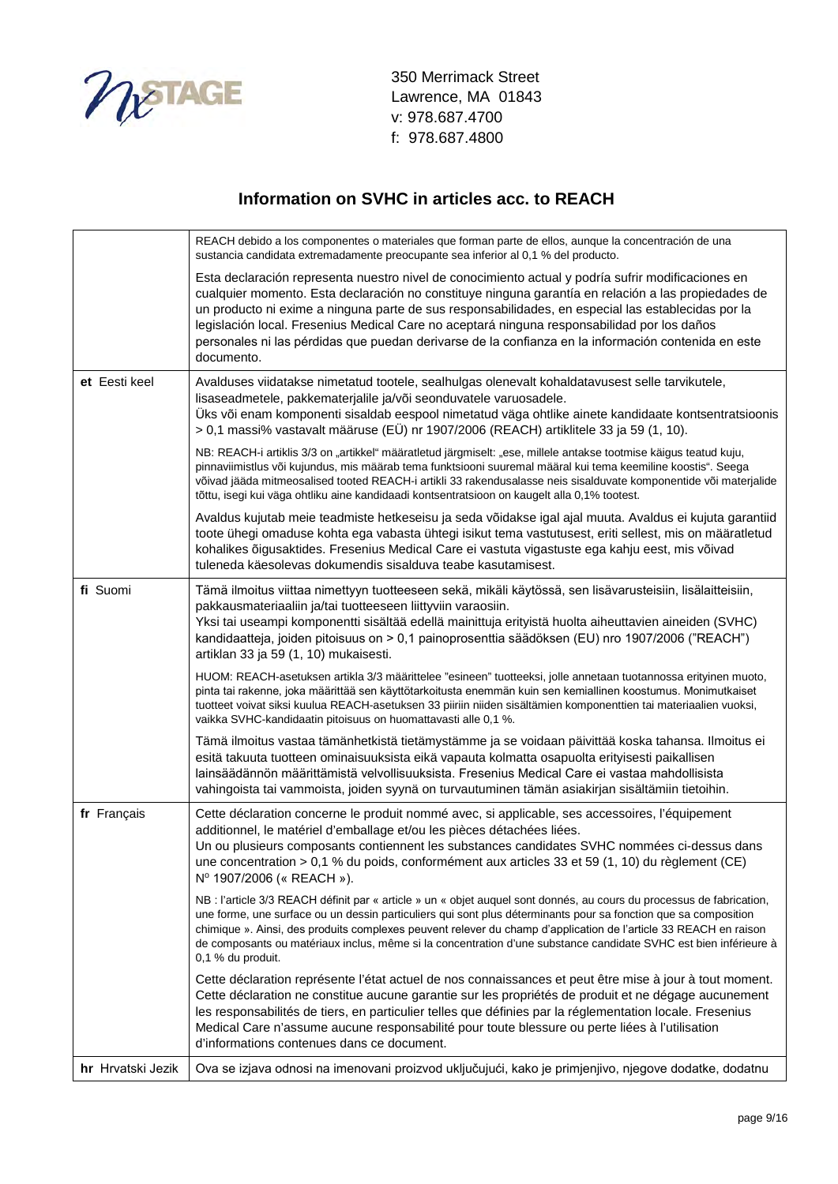350 Merrimack Street
Lawrence, MA 01843
v: 978.687.4700
f: 978.687.4800

## Information on SVHC in articles acc. to REACH

| | |
|---|---|
| | REACH debido a los componentes o materiales que forman parte de ellos, aunque la concentración de una sustancia candidata extremadamente preocupante sea inferior al 0,1 % del producto.<br><br>Esta declaración representa nuestro nivel de conocimiento actual y podría sufrir modificaciones en cualquier momento. Esta declaración no constituye ninguna garantía en relación a las propiedades de un producto ni exime a ninguna parte de sus responsabilidades, en especial las establecidas por la legislación local. Fresenius Medical Care no aceptará ninguna responsabilidad por los daños personales ni las pérdidas que puedan derivarse de la confianza en la información contenida en este documento. |
| **et** Eesti keel | Avalduses viidatakse nimetatud tootele, sealhulgas olenevalt kohaldatavusest selle tarvikutele, lisaseadmetele, pakkematerjalile ja/või seonduvatele varuosadele.<br>Üks või enam komponenti sisaldab eespool nimetatud väga ohtlike ainete kandidaate kontsentratsioonis > 0,1 massi% vastavalt määruse (EÜ) nr 1907/2006 (REACH) artiklitele 33 ja 59 (1, 10).<br><br>NB: REACH-i artiklis 3/3 on „artikkel" määratletud järgmiselt: „ese, millele antakse tootmise käigus teatud kuju, pinnaviimistlus või kujundus, mis määrab tema funktsiooni suuremal määral kui tema keemiline koostis". Seega võivad jääda mitmeosalised tooted REACH-i artikli 33 rakendusalasse neis sisalduvate komponentide või materjalide tõttu, isegi kui väga ohtliku aine kandidaadi kontsentratsioon on kaugelt alla 0,1% tootest.<br><br>Avaldus kujutab meie teadmiste hetkeseisu ja seda võidakse igal ajal muuta. Avaldus ei kujuta garantiid toote ühegi omaduse kohta ega vabasta ühtegi isikut tema vastutusest, eriti sellest, mis on määratletud kohalikes õigusaktides. Fresenius Medical Care ei vastuta vigastuste ega kahju eest, mis võivad tuleneda käesolevas dokumendis sisalduva teabe kasutamisest. |
| **fi** Suomi | Tämä ilmoitus viittaa nimettyyn tuotteeseen sekä, mikäli käytössä, sen lisävarusteisiin, lisälaitteisiin, pakkausmateriaaliin ja/tai tuotteeseen liittyviin varaosiin.<br>Yksi tai useampi komponentti sisältää edellä mainittuja erityistä huolta aiheuttavien aineiden (SVHC) kandidaatteja, joiden pitoisuus on > 0,1 painoprosenttia säädöksen (EU) nro 1907/2006 ("REACH") artiklan 33 ja 59 (1, 10) mukaisesti.<br><br>HUOM: REACH-asetuksen artikla 3/3 määrittelee "esineen" tuotteeksi, jolle annetaan tuotannossa erityinen muoto, pinta tai rakenne, joka määrittää sen käyttötarkoitusta enemmän kuin sen kemiallinen koostumus. Monimutkaiset tuotteet voivat siksi kuulua REACH-asetuksen 33 piiriin niiden sisältämien komponenttien tai materiaalien vuoksi, vaikka SVHC-kandidaatin pitoisuus on huomattavasti alle 0,1 %.<br><br>Tämä ilmoitus vastaa tämänhetkistä tietämystämme ja se voidaan päivittää koska tahansa. Ilmoitus ei esitä takuuta tuotteen ominaisuuksista eikä vapauta kolmatta osapuolta erityisesti paikallisen lainsäädännön määrittämistä velvollisuuksista. Fresenius Medical Care ei vastaa mahdollisista vahingoista tai vammoista, joiden syynä on turvautuminen tämän asiakirjan sisältämiin tietoihin. |
| **fr** Français | Cette déclaration concerne le produit nommé avec, si applicable, ses accessoires, l'équipement additionnel, le matériel d'emballage et/ou les pièces détachées liées.<br>Un ou plusieurs composants contiennent les substances candidates SVHC nommées ci-dessus dans une concentration > 0,1 % du poids, conformément aux articles 33 et 59 (1, 10) du règlement (CE) N° 1907/2006 (« REACH »).<br><br>NB : l'article 3/3 REACH définit par « article » un « objet auquel sont donnés, au cours du processus de fabrication, une forme, une surface ou un dessin particuliers qui sont plus déterminants pour sa fonction que sa composition chimique ». Ainsi, des produits complexes peuvent relever du champ d'application de l'article 33 REACH en raison de composants ou matériaux inclus, même si la concentration d'une substance candidate SVHC est bien inférieure à 0,1 % du produit.<br><br>Cette déclaration représente l'état actuel de nos connaissances et peut être mise à jour à tout moment. Cette déclaration ne constitue aucune garantie sur les propriétés de produit et ne dégage aucunement les responsabilités de tiers, en particulier telles que définies par la réglementation locale. Fresenius Medical Care n'assume aucune responsabilité pour toute blessure ou perte liées à l'utilisation d'informations contenues dans ce document. |
| **hr** Hrvatski Jezik | Ova se izjava odnosi na imenovani proizvod uključujući, kako je primjenjivo, njegove dodatke, dodatnu |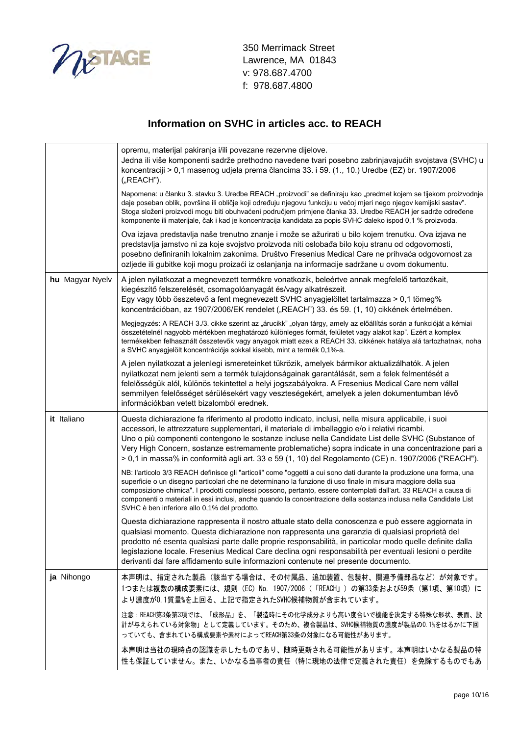350 Merrimack Street
Lawrence, MA 01843
v: 978.687.4700
f: 978.687.4800

## Information on SVHC in articles acc. to REACH

| | |
|---|---|
| | opremu, materijal pakiranja i/ili povezane rezervne dijelove.<br>Jedna ili više komponenti sadrže prethodno navedene tvari posebno zabrinjavajućih svojstava (SVHC) u koncentraciji > 0,1 masenog udjela prema člancima 33. i 59. (1., 10.) Uredbe (EZ) br. 1907/2006 („REACH").<br><br>Napomena: u članku 3. stavku 3. Uredbe REACH „proizvodi" se definiraju kao „predmet kojem se tijekom proizvodnje daje poseban oblik, površina ili obličje koji određuju njegovu funkciju u većoj mjeri nego njegov kemijski sastav". Stoga složeni proizvodi mogu biti obuhvaćeni područjem primjene članka 33. Uredbe REACH jer sadrže određene komponente ili materijale, čak i kad je koncentracija kandidata za popis SVHC daleko ispod 0,1 % proizvoda.<br><br>Ova izjava predstavlja naše trenutno znanje i može se ažurirati u bilo kojem trenutku. Ova izjava ne predstavlja jamstvo ni za koje svojstvo proizvoda niti oslobađa bilo koju stranu od odgovornosti, posebno definiranih lokalnim zakonima. Društvo Fresenius Medical Care ne prihvaća odgovornost za ozljede ili gubitke koji mogu proizaći iz oslanjanja na informacije sadržane u ovom dokumentu. |
| **hu** Magyar Nyelv | A jelen nyilatkozat a megnevezett termékre vonatkozik, beleértve annak megfelelő tartozékait, kiegészítő felszerelését, csomagolóanyagát és/vagy alkatrészeit.<br>Egy vagy több összetevő a fent megnevezett SVHC anyagjelöltet tartalmazza > 0,1 tömeg% koncentrációban, az 1907/2006/EK rendelet („REACH") 33. és 59. (1, 10) cikkének értelmében.<br><br>Megjegyzés: A REACH 3./3. cikke szerint az „árucikk" „olyan tárgy, amely az előállítás során a funkcióját a kémiai összetételnél nagyobb mértékben meghatározó különleges formát, felületet vagy alakot kap". Ezért a komplex termékekben felhasznált összetevők vagy anyagok miatt ezek a REACH 33. cikkének hatálya alá tartozhatnak, noha a SVHC anyagjelölt koncentrációja sokkal kisebb, mint a termék 0,1%-a.<br><br>A jelen nyilatkozat a jelenlegi ismereteinket tükrözik, amelyek bármikor aktualizálhatók. A jelen nyilatkozat nem jelenti sem a termék tulajdonságainak garantálását, sem a felek felmentését a felelősségük alól, különös tekintettel a helyi jogszabályokra. A Fresenius Medical Care nem vállal semmilyen felelősséget sérülésekért vagy veszteségekért, amelyek a jelen dokumentumban lévő információkban vetett bizalomból erednek. |
| **it** Italiano | Questa dichiarazione fa riferimento al prodotto indicato, inclusi, nella misura applicabile, i suoi accessori, le attrezzature supplementari, il materiale di imballaggio e/o i relativi ricambi.<br>Uno o più componenti contengono le sostanze incluse nella Candidate List delle SVHC (Substance of Very High Concern, sostanze estremamente problematiche) sopra indicate in una concentrazione pari a > 0,1 in massa% in conformità agli art. 33 e 59 (1, 10) del Regolamento (CE) n. 1907/2006 ("REACH").<br><br>NB: l'articolo 3/3 REACH definisce gli "articoli" come "oggetti a cui sono dati durante la produzione una forma, una superficie o un disegno particolari che ne determinano la funzione di uso finale in misura maggiore della sua composizione chimica". I prodotti complessi possono, pertanto, essere contemplati dall'art. 33 REACH a causa di componenti o materiali in essi inclusi, anche quando la concentrazione della sostanza inclusa nella Candidate List SVHC è ben inferiore allo 0,1% del prodotto.<br><br>Questa dichiarazione rappresenta il nostro attuale stato della conoscenza e può essere aggiornata in qualsiasi momento. Questa dichiarazione non rappresenta una garanzia di qualsiasi proprietà del prodotto né esenta qualsiasi parte dalle proprie responsabilità, in particolar modo quelle definite dalla legislazione locale. Fresenius Medical Care declina ogni responsabilità per eventuali lesioni o perdite derivanti dal fare affidamento sulle informazioni contenute nel presente documento. |
| **ja** Nihongo | 本声明は、指定された製品（該当する場合は、その付属品、追加装置、包装材、関連予備部品など）が対象です。<br>1つまたは複数の構成要素には、規則（EC）No. 1907/2006（「REACH」）の第33条および59条（第1項、第10項）により濃度が0.1質量%を上回る、上記で指定されたSVHC候補物質が含まれています。<br><br>注意：REACH第3条第3項では、「成形品」を、「製造時にその化学成分よりも高い度合いで機能を決定する特殊な形状、表面、設計が与えられている対象物」として定義しています。そのため、複合製品は、SVHC候補物質の濃度が製品の0.1%をはるかに下回っていても、含まれている構成要素や素材によってREACH第33条の対象になる可能性があります。<br><br>本声明は当社の現時点の認識を示したものであり、随時更新される可能性があります。本声明はいかなる製品の特性も保証していません。また、いかなる当事者の責任（特に現地の法律で定義された責任）を免除するものでもあ |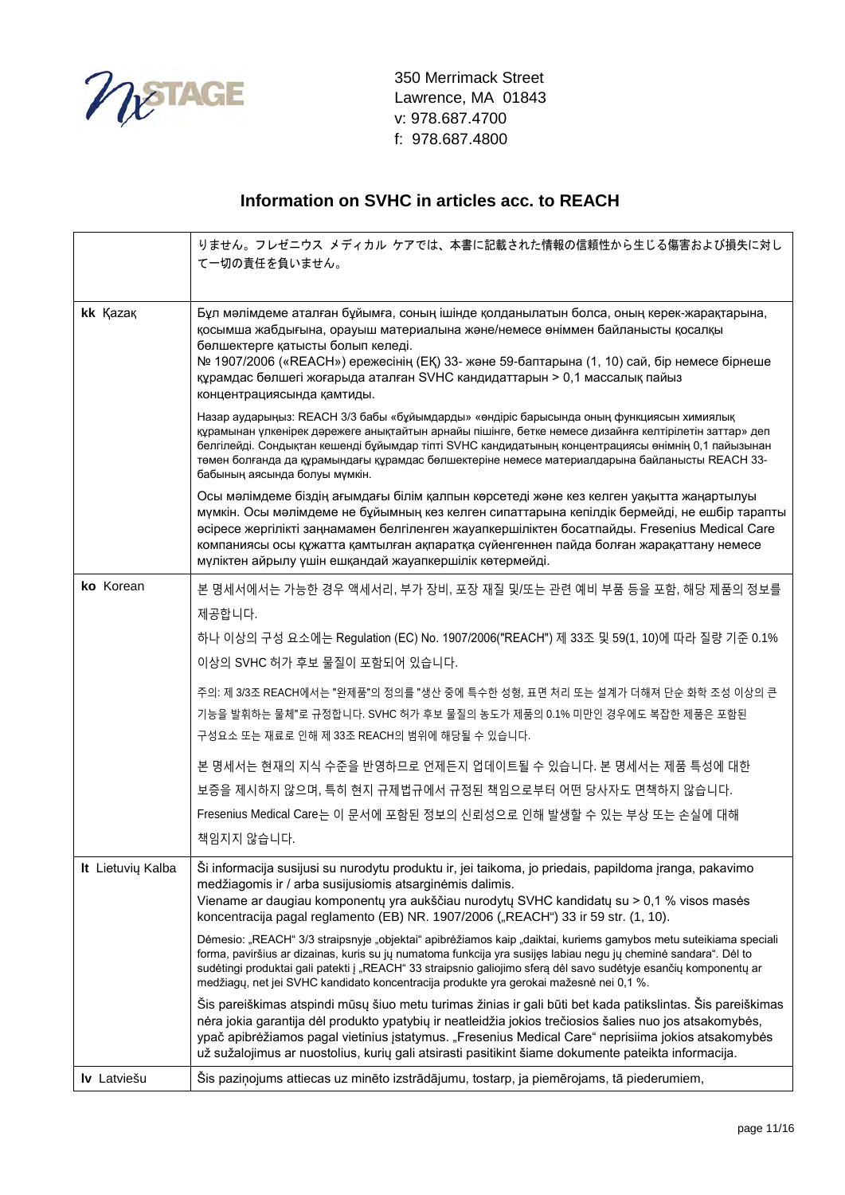350 Merrimack Street
Lawrence, MA 01843
v: 978.687.4700
f: 978.687.4800

## Information on SVHC in articles acc. to REACH

| | |
|---|---|
| | りません。フレゼニウス メディカル ケアでは、本書に記載された情報の信頼性から生じる傷害および損失に対して一切の責任を負いません。 |
| **kk** Қазақ | Бұл мәлімдеме аталған бұйымға, соның ішінде қолданылатын болса, оның керек-жарақтарына, қосымша жабдығына, орауыш материалына және/немесе өніммен байланысты қосалқы бөлшектерге қатысты болып келеді.<br>№ 1907/2006 («REACH») ережесінің (ЕҚ) 33- және 59-баптарына (1, 10) сай, бір немесе бірнеше құрамдас бөлшегі жоғарыда аталған SVHC кандидаттарын > 0,1 массалық пайыз концентрациясында қамтиды.<br><br>Назар аударыңыз: REACH 3/3 бабы «бұйымдарды» «өндіріс барысында оның функциясын химиялық құрамынан үлкенірек дәрежеге анықтайтын арнайы пішінге, бетке немесе дизайнға келтірілетін заттар» деп белгілейді. Сондықтан кешенді бұйымдар тіпті SVHC кандидатының концентрациясы өнімнің 0,1 пайызынан төмен болғанда да құрамындағы құрамдас бөлшектеріне немесе материалдарына байланысты REACH 33-бабының аясында болуы мүмкін.<br><br>Осы мәлімдеме біздің ағымдағы білім қалпын көрсетеді және кез келген уақытта жаңартылуы мүмкін. Осы мәлімдеме не бұйымның кез келген сипаттарына кепілдік бермейді, не ешбір тарапты әсіресе жергілікті заңнамамен белгіленген жауапкершіліктен босатпайды. Fresenius Medical Care компаниясы осы құжатта қамтылған ақпаратқа сүйенгеннен пайда болған жарақаттану немесе мүліктен айрылу үшін ешқандай жауапкершілік көтермейді. |
| **ko** Korean | 본 명세서에서는 가능한 경우 액세서리, 부가 장비, 포장 재질 및/또는 관련 예비 부품 등을 포함, 해당 제품의 정보를 제공합니다.<br>하나 이상의 구성 요소에는 Regulation (EC) No. 1907/2006("REACH") 제 33조 및 59(1, 10)에 따라 질량 기준 0.1% 이상의 SVHC 허가 후보 물질이 포함되어 있습니다.<br><br>주의: 제 3/3조 REACH에서는 "완제품"의 정의를 "생산 중에 특수한 성형, 표면 처리 또는 설계가 더해져 단순 화학 조성 이상의 큰 기능을 발휘하는 물체"로 규정합니다. SVHC 허가 후보 물질의 농도가 제품의 0.1% 미만인 경우에도 복잡한 제품은 포함된 구성요소 또는 재료로 인해 제 33조 REACH의 범위에 해당될 수 있습니다.<br><br>본 명세서는 현재의 지식 수준을 반영하므로 언제든지 업데이트될 수 있습니다. 본 명세서는 제품 특성에 대한 보증을 제시하지 않으며, 특히 현지 규제법규에서 규정된 책임으로부터 어떤 당사자도 면책하지 않습니다. Fresenius Medical Care는 이 문서에 포함된 정보의 신뢰성으로 인해 발생할 수 있는 부상 또는 손실에 대해 책임지지 않습니다. |
| **lt** Lietuvių Kalba | Ši informacija susijusi su nurodytu produktu ir, jei taikoma, jo priedais, papildoma įranga, pakavimo medžiagomis ir / arba susijusiomis atsarginėmis dalimis.<br>Viename ar daugiau komponentų yra aukščiau nurodytų SVHC kandidatų su > 0,1 % visos masės koncentracija pagal reglamento (EB) NR. 1907/2006 („REACH") 33 ir 59 str. (1, 10).<br><br>Dėmesio: „REACH" 3/3 straipsnyje „objektai" apibrėžiamos kaip „daiktai, kuriems gamybos metu suteikiama speciali forma, paviršius ar dizainas, kuris su jų numatoma funkcija yra susijęs labiau negu jų cheminė sandara". Dėl to sudėtingi produktai gali patekti į „REACH" 33 straipsnio galiojimo sferą dėl savo sudėtyje esančių komponentų ar medžiagų, net jei SVHC kandidato koncentracija produkte yra gerokai mažesnė nei 0,1 %.<br><br>Šis pareiškimas atspindi mūsų šiuo metu turimas žinias ir gali būti bet kada patikslintas. Šis pareiškimas nėra jokia garantija dėl produkto ypatybių ir neatleidžia jokios trečiosios šalies nuo jos atsakomybės, ypač apibrėžiamos pagal vietinius įstatymus. „Fresenius Medical Care" neprisiima jokios atsakomybės už sužalojimus ar nuostolius, kurių gali atsirasti pasitikint šiame dokumente pateikta informacija. |
| **lv** Latviešu | Šis paziņojums attiecas uz minēto izstrādājumu, tostarp, ja piemērojams, tā piederumiem, |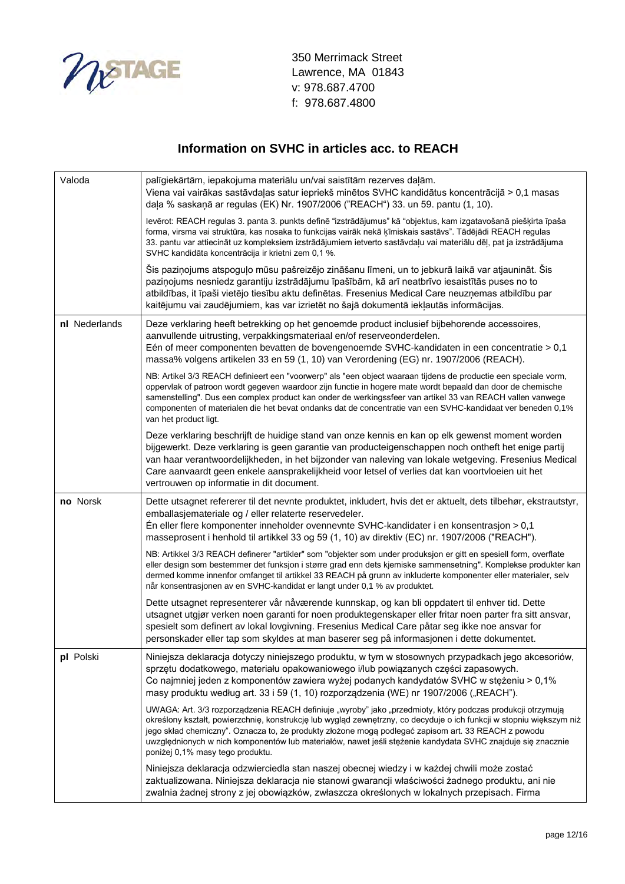NxSTAGE

350 Merrimack Street
Lawrence, MA 01843
v: 978.687.4700
f: 978.687.4800

## Information on SVHC in articles acc. to REACH

| Valoda | palīgiekārtām, iepakojuma materiālu un/vai saistītām rezerves daļām.<br>Viena vai vairākas sastāvdaļas satur iepriekš minētos SVHC kandidātus koncentrācijā > 0,1 masas daļa % saskaņā ar regulas (EK) Nr. 1907/2006 ("REACH") 33. un 59. pantu (1, 10).<br><br>Ievērot: REACH regulas 3. panta 3. punkts definē "izstrādājumus" kā "objektus, kam izgatavošanā piešķirta īpaša forma, virsma vai struktūra, kas nosaka to funkcijas vairāk nekā ķīmiskais sastāvs". Tādējādi REACH regulas 33. pantu var attiecināt uz kompleksiem izstrādājumiem ietverto sastāvdaļu vai materiālu dēļ, pat ja izstrādājuma SVHC kandidāta koncentrācija ir krietni zem 0,1 %.<br><br>Šis paziņojums atspoguļo mūsu pašreizējo zināšanu līmeni, un to jebkurā laikā var atjaunināt. Šis paziņojums nesniedz garantiju izstrādājumu īpašībām, kā arī neatbrīvo iesaistītās puses no to atbildības, it īpaši vietējo tiesību aktu definētas. Fresenius Medical Care neuzņemas atbildību par kaitējumu vai zaudējumiem, kas var izrietēt no šajā dokumentā iekļautās informācijas. |
|---|---|
| **nl** Nederlands | Deze verklaring heeft betrekking op het genoemde product inclusief bijbehorende accessoires, aanvullende uitrusting, verpakkingsmateriaal en/of reserveonderdelen.<br>Eén of meer componenten bevatten de bovengenoemde SVHC-kandidaten in een concentratie > 0,1 massa% volgens artikelen 33 en 59 (1, 10) van Verordening (EG) nr. 1907/2006 (REACH).<br><br>NB: Artikel 3/3 REACH definieert een "voorwerp" als "een object waaraan tijdens de productie een speciale vorm, oppervlak of patroon wordt gegeven waardoor zijn functie in hogere mate wordt bepaald dan door de chemische samenstelling". Dus een complex product kan onder de werkingssfeer van artikel 33 van REACH vallen vanwege componenten of materialen die het bevat ondanks dat de concentratie van een SVHC-kandidaat ver beneden 0,1% van het product ligt.<br><br>Deze verklaring beschrijft de huidige stand van onze kennis en kan op elk gewenst moment worden bijgewerkt. Deze verklaring is geen garantie van producteigenschappen noch ontheft het enige partij van haar verantwoordelijkheden, in het bijzonder van naleving van lokale wetgeving. Fresenius Medical Care aanvaardt geen enkele aansprakelijkheid voor letsel of verlies dat kan voortvloeien uit het vertrouwen op informatie in dit document. |
| **no** Norsk | Dette utsagnet refererer til det nevnte produktet, inkludert, hvis det er aktuelt, dets tilbehør, ekstrautstyr, emballasjemateriale og / eller relaterte reservedeler.<br>Én eller flere komponenter inneholder ovennevnte SVHC-kandidater i en konsentrasjon > 0,1 masseprosent i henhold til artikkel 33 og 59 (1, 10) av direktiv (EC) nr. 1907/2006 ("REACH").<br><br>NB: Artikkel 3/3 REACH definerer "artikler" som "objekter som under produksjon er gitt en spesiell form, overflate eller design som bestemmer det funksjon i større grad enn dets kjemiske sammensetning". Komplekse produkter kan dermed komme innenfor omfanget til artikkel 33 REACH på grunn av inkluderte komponenter eller materialer, selv når konsentrasjonen av en SVHC-kandidat er langt under 0,1 % av produktet.<br><br>Dette utsagnet representerer vår nåværende kunnskap, og kan bli oppdatert til enhver tid. Dette utsagnet utgjør verken noen garanti for noen produktegenskaper eller fritar noen parter fra sitt ansvar, spesielt som definert av lokal lovgivning. Fresenius Medical Care påtar seg ikke noe ansvar for personskader eller tap som skyldes at man baserer seg på informasjonen i dette dokumentet. |
| **pl** Polski | Niniejsza deklaracja dotyczy niniejszego produktu, w tym w stosownych przypadkach jego akcesoriów, sprzętu dodatkowego, materiału opakowaniowego i/lub powiązanych części zapasowych.<br>Co najmniej jeden z komponentów zawiera wyżej podanych kandydatów SVHC w stężeniu > 0,1% masy produktu według art. 33 i 59 (1, 10) rozporządzenia (WE) nr 1907/2006 („REACH").<br><br>UWAGA: Art. 3/3 rozporządzenia REACH definiuje „wyroby" jako „przedmioty, który podczas produkcji otrzymują określony kształt, powierzchnię, konstrukcję lub wygląd zewnętrzny, co decyduje o ich funkcji w stopniu większym niż jego skład chemiczny". Oznacza to, że produkty złożone mogą podlegać zapisom art. 33 REACH z powodu uwzględnionych w nich komponentów lub materiałów, nawet jeśli stężenie kandydata SVHC znajduje się znacznie poniżej 0,1% masy tego produktu.<br><br>Niniejsza deklaracja odzwierciedla stan naszej obecnej wiedzy i w każdej chwili może zostać zaktualizowana. Niniejsza deklaracja nie stanowi gwarancji właściwości żadnego produktu, ani nie zwalnia żadnej strony z jej obowiązków, zwłaszcza określonych w lokalnych przepisach. Firma |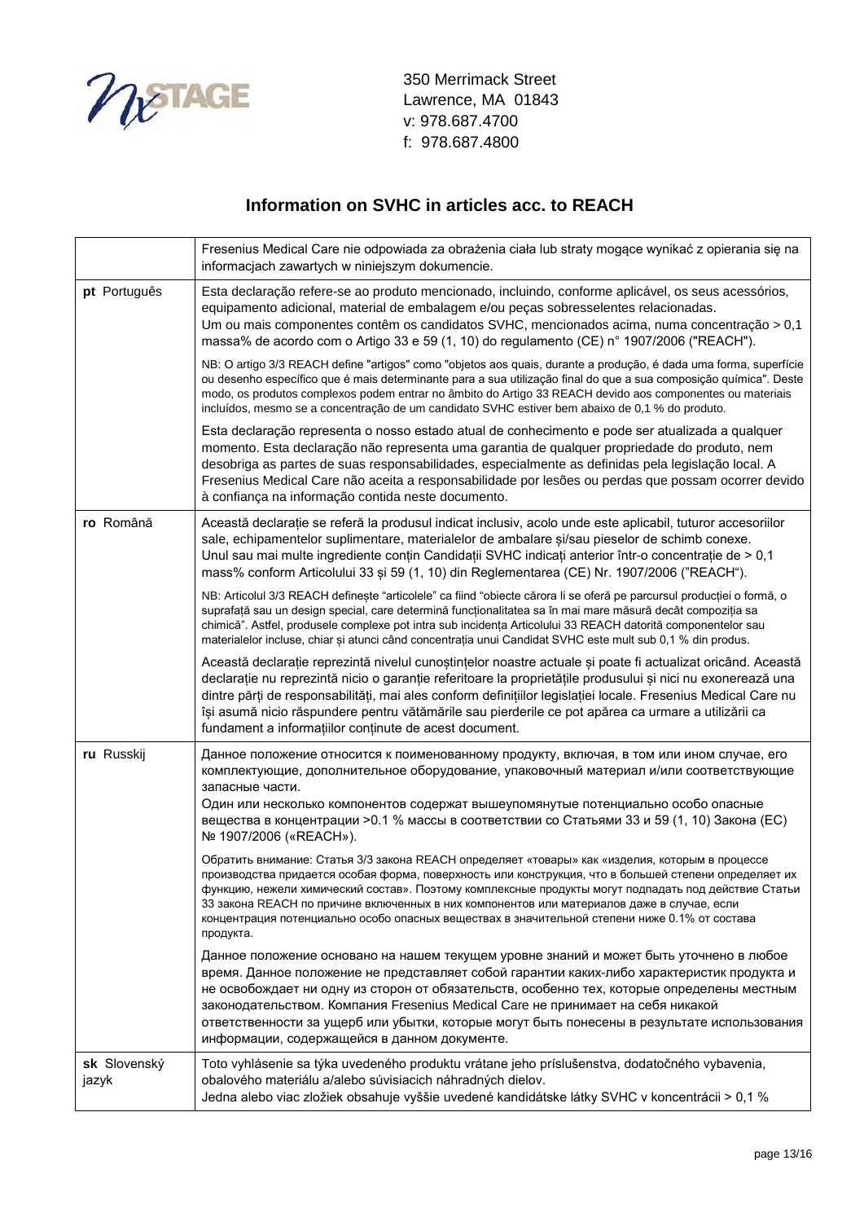350 Merrimack Street
Lawrence, MA 01843
v: 978.687.4700
f: 978.687.4800

## Information on SVHC in articles acc. to REACH

| | |
|---|---|
| | Fresenius Medical Care nie odpowiada za obrażenia ciała lub straty mogące wynikać z opierania się na informacjach zawartych w niniejszym dokumencie. |
| **pt** Português | Esta declaração refere-se ao produto mencionado, incluindo, conforme aplicável, os seus acessórios, equipamento adicional, material de embalagem e/ou peças sobresselentes relacionadas. Um ou mais componentes contêm os candidatos SVHC, mencionados acima, numa concentração > 0,1 massa% de acordo com o Artigo 33 e 59 (1, 10) do regulamento (CE) n° 1907/2006 ("REACH").<br><br>NB: O artigo 3/3 REACH define "artigos" como "objetos aos quais, durante a produção, é dada uma forma, superfície ou desenho específico que é mais determinante para a sua utilização final do que a sua composição química". Deste modo, os produtos complexos podem entrar no âmbito do Artigo 33 REACH devido aos componentes ou materiais incluídos, mesmo se a concentração de um candidato SVHC estiver bem abaixo de 0,1 % do produto.<br><br>Esta declaração representa o nosso estado atual de conhecimento e pode ser atualizada a qualquer momento. Esta declaração não representa uma garantia de qualquer propriedade do produto, nem desobriga as partes de suas responsabilidades, especialmente as definidas pela legislação local. A Fresenius Medical Care não aceita a responsabilidade por lesões ou perdas que possam ocorrer devido à confiança na informação contida neste documento. |
| **ro** Română | Această declarație se referă la produsul indicat inclusiv, acolo unde este aplicabil, tuturor accesoriilor sale, echipamentelor suplimentare, materialelor de ambalare și/sau pieselor de schimb conexe. Unul sau mai multe ingrediente conțin Candidații SVHC indicați anterior într-o concentrație de > 0,1 mass% conform Articolului 33 și 59 (1, 10) din Reglementarea (CE) Nr. 1907/2006 ("REACH").<br><br>NB: Articolul 3/3 REACH definește "articolele" ca fiind "obiecte cărora li se oferă pe parcursul producției o formă, o suprafață sau un design special, care determină funcționalitatea sa în mai mare măsură decât compoziția sa chimică". Astfel, produsele complexe pot intra sub incidența Articolului 33 REACH datorită componentelor sau materialelor incluse, chiar și atunci când concentrația unui Candidat SVHC este mult sub 0,1 % din produs.<br><br>Această declarație reprezintă nivelul cunoștințelor noastre actuale și poate fi actualizat oricând. Această declarație nu reprezintă nicio o garanție referitoare la proprietățile produsului și nici nu exonerează una dintre părți de responsabilități, mai ales conform definițiilor legislației locale. Fresenius Medical Care nu își asumă nicio răspundere pentru vătămările sau pierderile ce pot apărea ca urmare a utilizării ca fundament a informațiilor conținute de acest document. |
| **ru** Russkij | Данное положение относится к поименованному продукту, включая, в том или ином случае, его комплектующие, дополнительное оборудование, упаковочный материал и/или соответствующие запасные части.<br>Один или несколько компонентов содержат вышеупомянутые потенциально особо опасные вещества в концентрации >0.1 % массы в соответствии со Статьями 33 и 59 (1, 10) Закона (ЕС) № 1907/2006 («REACH»).<br><br>Обратить внимание: Статья 3/3 закона REACH определяет «товары» как «изделия, которым в процессе производства придается особая форма, поверхность или конструкция, что в большей степени определяет их функцию, нежели химический состав». Поэтому комплексные продукты могут подпадать под действие Статьи 33 закона REACH по причине включенных в них компонентов или материалов даже в случае, если концентрация потенциально особо опасных веществах в значительной степени ниже 0.1% от состава продукта.<br><br>Данное положение основано на нашем текущем уровне знаний и может быть уточнено в любое время. Данное положение не представляет собой гарантии каких-либо характеристик продукта и не освобождает ни одну из сторон от обязательств, особенно тех, которые определены местным законодательством. Компания Fresenius Medical Care не принимает на себя никакой ответственности за ущерб или убытки, которые могут быть понесены в результате использования информации, содержащейся в данном документе. |
| **sk** Slovenský jazyk | Toto vyhlásenie sa týka uvedeného produktu vrátane jeho príslušenstva, dodatočného vybavenia, obalového materiálu a/alebo súvisiacich náhradných dielov.<br>Jedna alebo viac zložiek obsahuje vyššie uvedené kandidátske látky SVHC v koncentrácii > 0,1 % |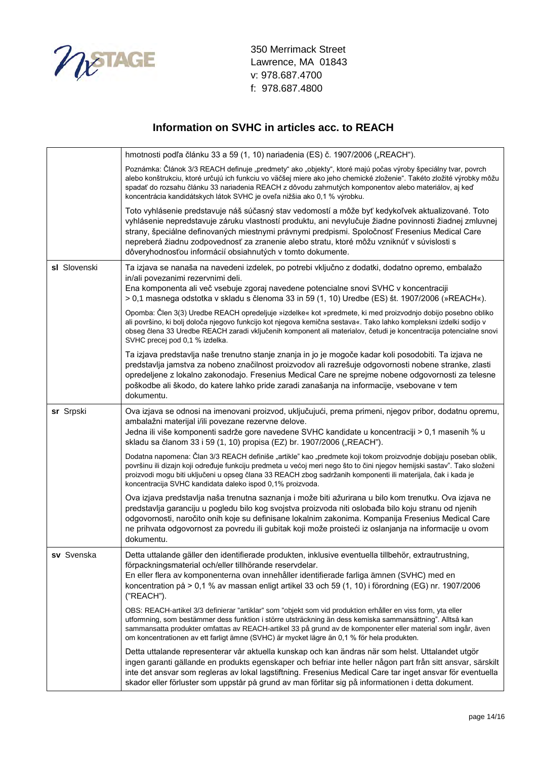350 Merrimack Street
Lawrence, MA 01843
v: 978.687.4700
f: 978.687.4800

## Information on SVHC in articles acc. to REACH

| | |
|---|---|
| | hmotnosti podľa článku 33 a 59 (1, 10) nariadenia (ES) č. 1907/2006 („REACH").<br><br>Poznámka: Článok 3/3 REACH definuje „predmety" ako „objekty", ktoré majú počas výroby špeciálny tvar, povrch alebo konštrukciu, ktoré určujú ich funkciu vo väčšej miere ako jeho chemické zloženie". Takéto zložité výrobky môžu spadať do rozsahu článku 33 nariadenia REACH z dôvodu zahrnutých komponentov alebo materiálov, aj keď koncentrácia kandidátskych látok SVHC je oveľa nižšia ako 0,1 % výrobku.<br><br>Toto vyhlásenie predstavuje náš súčasný stav vedomostí a môže byť kedykoľvek aktualizované. Toto vyhlásenie nepredstavuje záruku vlastností produktu, ani nevylučuje žiadne povinnosti žiadnej zmluvnej strany, špeciálne definovaných miestnymi právnymi predpismi. Spoločnosť Fresenius Medical Care nepreberá žiadnu zodpovednosť za zranenie alebo stratu, ktoré môžu vzniknúť v súvislosti s dôveryhodnosťou informácií obsiahnutých v tomto dokumente. |
| **sl** Slovenski | Ta izjava se nanaša na navedeni izdelek, po potrebi vključno z dodatki, dodatno opremo, embalažo in/ali povezanimi rezervnimi deli.<br>Ena komponenta ali več vsebuje zgoraj navedene potencialne snovi SVHC v koncentraciji > 0,1 masnega odstotka v skladu s členoma 33 in 59 (1, 10) Uredbe (ES) št. 1907/2006 (»REACH«).<br><br>Opomba: Člen 3(3) Uredbe REACH opredeljuje »izdelke« kot »predmete, ki med proizvodnjo dobijo posebno obliko ali površino, ki bolj določa njegovo funkcijo kot njegova kemična sestava«. Tako lahko kompleksni izdelki sodijo v obseg člena 33 Uredbe REACH zaradi vključenih komponent ali materialov, četudi je koncentracija potencialne snovi SVHC precej pod 0,1 % izdelka.<br><br>Ta izjava predstavlja naše trenutno stanje znanja in jo je mogoče kadar koli posodobiti. Ta izjava ne predstavlja jamstva za nobeno značilnost proizvodov ali razrešuje odgovornosti nobene stranke, zlasti opredeljene z lokalno zakonodajo. Fresenius Medical Care ne sprejme nobene odgovornosti za telesne poškodbe ali škodo, do katere lahko pride zaradi zanašanja na informacije, vsebovane v tem dokumentu. |
| **sr** Srpski | Ova izjava se odnosi na imenovani proizvod, uključujući, prema primeni, njegov pribor, dodatnu opremu, ambalažni materijal i/ili povezane rezervne delove.<br>Jedna ili više komponenti sadrže gore navedene SVHC kandidate u koncentraciji > 0,1 masenih % u skladu sa članom 33 i 59 (1, 10) propisa (EZ) br. 1907/2006 („REACH").<br><br>Dodatna napomena: Član 3/3 REACH definiše „artikle" kao „predmete koji tokom proizvodnje dobijaju poseban oblik, površinu ili dizajn koji određuje funkciju predmeta u većoj meri nego što to čini njegov hemijski sastav". Tako složeni proizvodi mogu biti uključeni u opseg člana 33 REACH zbog sadržanih komponenti ili materijala, čak i kada je koncentracija SVHC kandidata daleko ispod 0,1% proizvoda.<br><br>Ova izjava predstavlja naša trenutna saznanja i može biti ažurirana u bilo kom trenutku. Ova izjava ne predstavlja garanciju u pogledu bilo kog svojstva proizvoda niti oslobađa bilo koju stranu od njenih odgovornosti, naročito onih koje su definisane lokalnim zakonima. Kompanija Fresenius Medical Care ne prihvata odgovornost za povredu ili gubitak koji može proisteći iz oslanjanja na informacije u ovom dokumentu. |
| **sv** Svenska | Detta uttalande gäller den identifierade produkten, inklusive eventuella tillbehör, extrautrustning, förpackningsmaterial och/eller tillhörande reservdelar.<br>En eller flera av komponenterna ovan innehåller identifierade farliga ämnen (SVHC) med en koncentration på > 0,1 % av massan enligt artikel 33 och 59 (1, 10) i förordning (EG) nr. 1907/2006 ("REACH").<br><br>OBS: REACH-artikel 3/3 definierar "artiklar" som "objekt som vid produktion erhåller en viss form, yta eller utformning, som bestämmer dess funktion i större utsträckning än dess kemiska sammansättning". Alltså kan sammansatta produkter omfattas av REACH-artikel 33 på grund av de komponenter eller material som ingår, även om koncentrationen av ett farligt ämne (SVHC) är mycket lägre än 0,1 % för hela produkten.<br><br>Detta uttalande representerar vår aktuella kunskap och kan ändras när som helst. Uttalandet utgör ingen garanti gällande en produkts egenskaper och befriar inte heller någon part från sitt ansvar, särskilt inte det ansvar som regleras av lokal lagstiftning. Fresenius Medical Care tar inget ansvar för eventuella skador eller förluster som uppstår på grund av man förlitar sig på informationen i detta dokument. |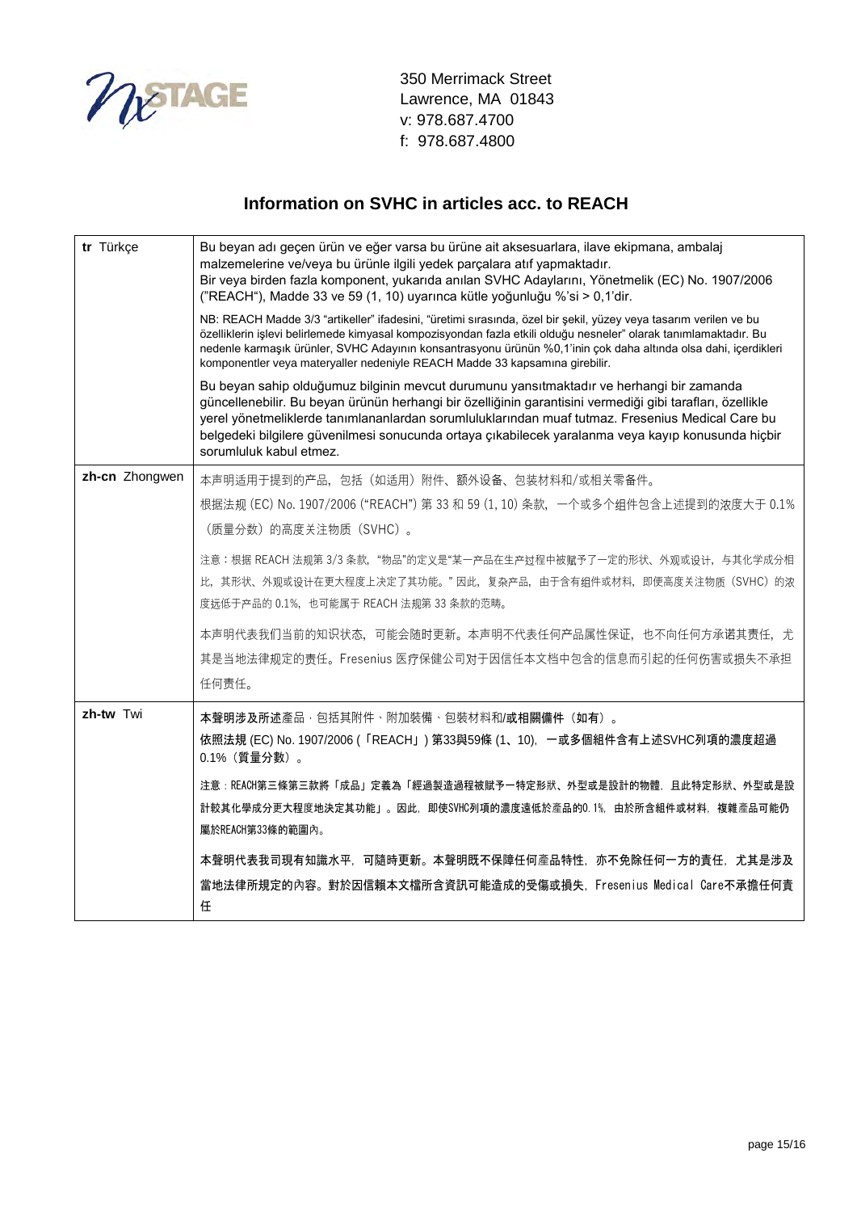350 Merrimack Street
Lawrence, MA 01843
v: 978.687.4700
f: 978.687.4800

## Information on SVHC in articles acc. to REACH

| | |
|---|---|
| **tr** Türkçe | Bu beyan adı geçen ürün ve eğer varsa bu ürüne ait aksesuarlara, ilave ekipmana, ambalaj malzemelerine ve/veya bu ürünle ilgili yedek parçalara atıf yapmaktadır.<br>Bir veya birden fazla komponent, yukarıda anılan SVHC Adaylarını, Yönetmelik (EC) No. 1907/2006 ("REACH"), Madde 33 ve 59 (1, 10) uyarınca kütle yoğunluğu %'si > 0,1'dir.<br><br>NB: REACH Madde 3/3 "artikeller" ifadesini, "üretimi sırasında, özel bir şekil, yüzey veya tasarım verilen ve bu özelliklerin işlevi belirlemede kimyasal kompozisyondan fazla etkili olduğu nesneler" olarak tanımlamaktadır. Bu nedenle karmaşık ürünler, SVHC Adayının konsantrasyonu ürünün %0,1'inin çok daha altında olsa dahi, içerdikleri komponentler veya materyaller nedeniyle REACH Madde 33 kapsamına girebilir.<br><br>Bu beyan sahip olduğumuz bilginin mevcut durumunu yansıtmaktadır ve herhangi bir zamanda güncellenebilir. Bu beyan ürünün herhangi bir özelliğinin garantisini vermediği gibi tarafları, özellikle yerel yönetmeliklerde tanımlananlardan sorumluluklarından muaf tutmaz. Fresenius Medical Care bu belgedeki bilgilere güvenilmesi sonucunda ortaya çıkabilecek yaralanma veya kayıp konusunda hiçbir sorumluluk kabul etmez. |
| **zh-cn** Zhongwen | 本声明适用于提到的产品，包括（如适用）附件、额外设备、包装材料和/或相关零备件。<br>根据法规 (EC) No. 1907/2006 ("REACH") 第 33 和 59 (1, 10) 条款，一个或多个组件包含上述提到的浓度大于 0.1%（质量分数）的高度关注物质（SVHC）。<br><br>注意：根据 REACH 法规第 3/3 条款，"物品"的定义是"某一产品在生产过程中被赋予了一定的形状、外观或设计，与其化学成分相比，其形状、外观或设计在更大程度上决定了其功能。" 因此，复杂产品，由于含有组件或材料，即便高度关注物质（SVHC）的浓度远低于产品的 0.1%，也可能属于 REACH 法规第 33 条款的范畴。<br><br>本声明代表我们当前的知识状态，可能会随时更新。本声明不代表任何产品属性保证，也不向任何方承诺其责任，尤其是当地法律规定的责任。Fresenius 医疗保健公司对于因信任本文档中包含的信息而引起的任何伤害或损失不承担任何责任。 |
| **zh-tw** Twi | 本聲明涉及所述產品，包括其附件、附加裝備、包裝材料和/或相關備件（如有）。<br>依照法規 (EC) No. 1907/2006 (「REACH」) 第33與59條 (1、10)，一或多個組件含有上述SVHC列項的濃度超過 0.1%（質量分數）。<br><br>注意：REACH第三條第三款將「成品」定義為「經過製造過程被賦予一特定形狀、外型或是設計的物體，且此特定形狀、外型或是設計較其化學成分更大程度地決定其功能」。因此，即使SVHC列項的濃度遠低於產品的0.1%，由於所含組件或材料，複雜產品可能仍屬於REACH第33條的範圍內。<br><br>本聲明代表我司現有知識水平，可隨時更新。本聲明既不保障任何產品特性，亦不免除任何一方的責任，尤其是涉及當地法律所規定的內容。對於因信賴本文檔所含資訊可能造成的受傷或損失，Fresenius Medical Care不承擔任何責任 |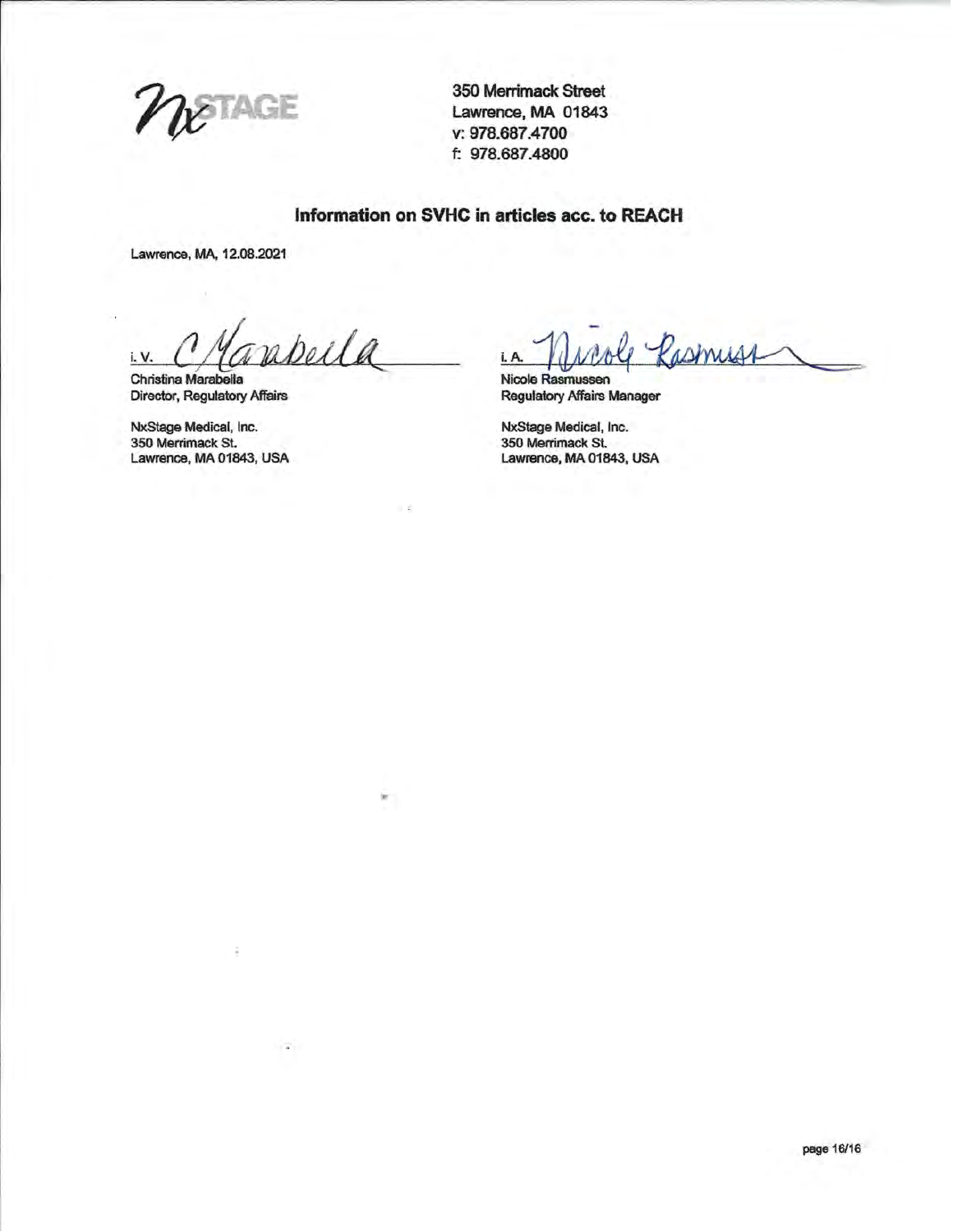NxSTAGE

350 Merrimack Street
Lawrence, MA 01843
v: 978.687.4700
f: 978.687.4800

## Information on SVHC in articles acc. to REACH

Lawrence, MA, 12.08.2021

i. V. C Marabella

Christina Marabella
Director, Regulatory Affairs

NxStage Medical, Inc.
350 Merrimack St.
Lawrence, MA 01843, USA

i. A. Nicole Rasmussen

Nicole Rasmussen
Regulatory Affairs Manager

NxStage Medical, Inc.
350 Merrimack St.
Lawrence, MA 01843, USA